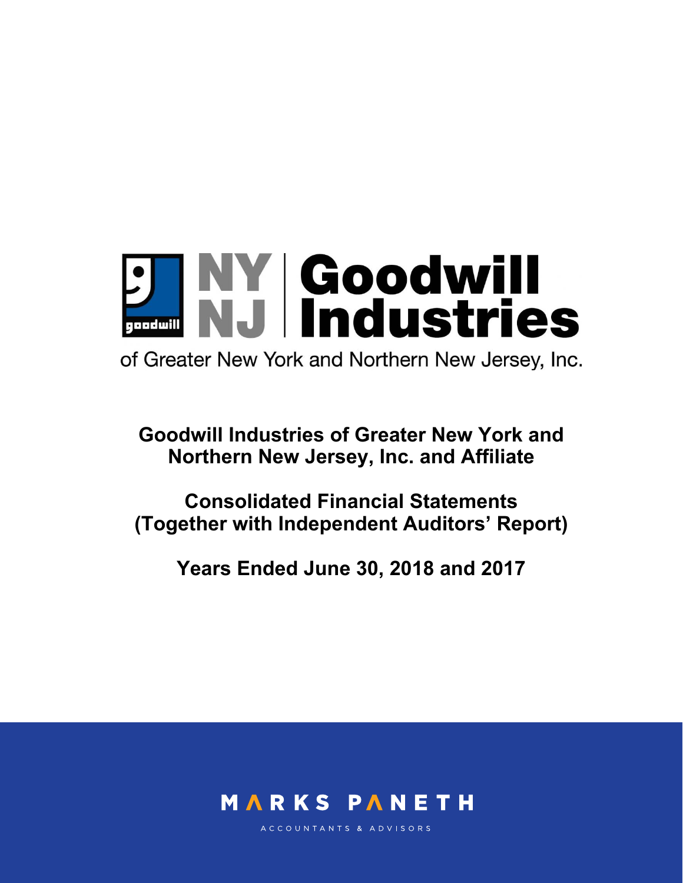NY NJ Goodwill Industries

of Greater New York and Northern New Jersey, Inc.

# Goodwill Industries of Greater New York and Northern New Jersey, Inc. and Affiliate

## Consolidated Financial Statements (Together with Independent Auditors' Report)

## Years Ended June 30, 2018 and 2017

MARKS PANETH

ACCOUNTANTS & ADVISORS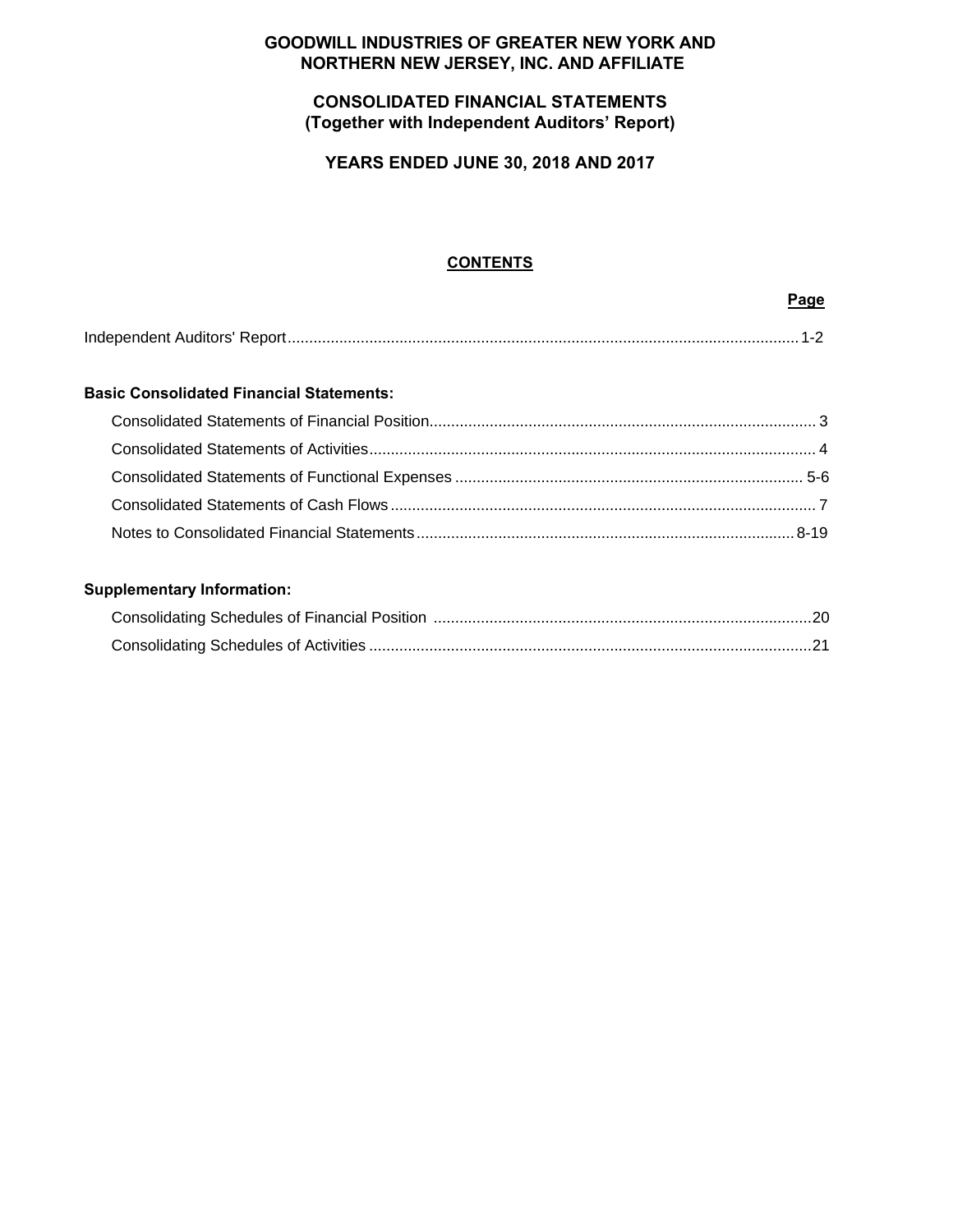# GOODWILL INDUSTRIES OF GREATER NEW YORK AND NORTHERN NEW JERSEY, INC. AND AFFILIATE

## CONSOLIDATED FINANCIAL STATEMENTS
## (Together with Independent Auditors' Report)

## YEARS ENDED JUNE 30, 2018 AND 2017

### CONTENTS

| | Page |
|---|---|
| Independent Auditors' Report | 1-2 |
| **Basic Consolidated Financial Statements:** | |
| Consolidated Statements of Financial Position | 3 |
| Consolidated Statements of Activities | 4 |
| Consolidated Statements of Functional Expenses | 5-6 |
| Consolidated Statements of Cash Flows | 7 |
| Notes to Consolidated Financial Statements | 8-19 |
| **Supplementary Information:** | |
| Consolidating Schedules of Financial Position | 20 |
| Consolidating Schedules of Activities | 21 |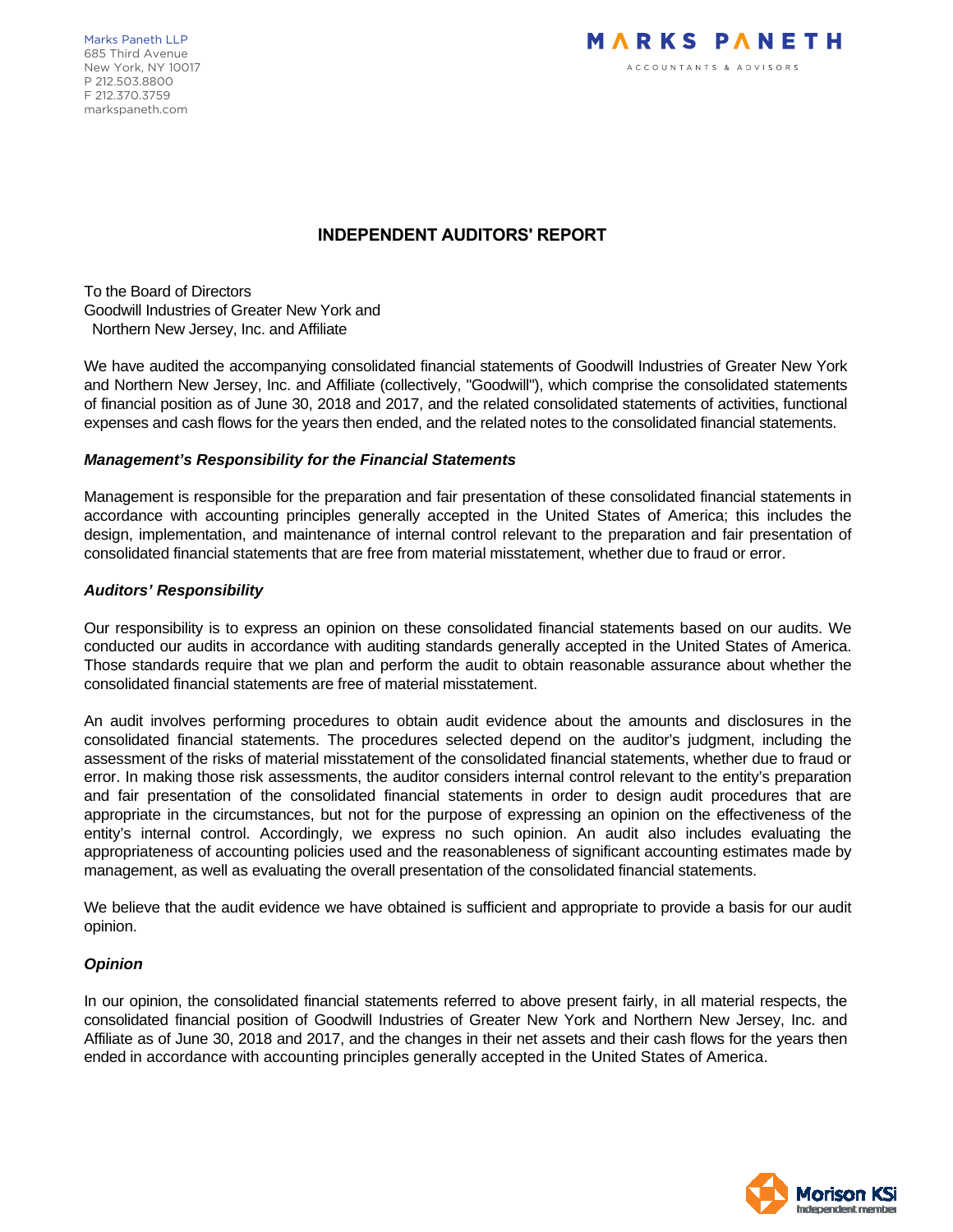Marks Paneth LLP
685 Third Avenue
New York, NY 10017
P 212.503.8800
F 212.370.3759
markspaneth.com

MARKS PANETH
ACCOUNTANTS & ADVISORS

# INDEPENDENT AUDITORS' REPORT

To the Board of Directors
Goodwill Industries of Greater New York and
Northern New Jersey, Inc. and Affiliate

We have audited the accompanying consolidated financial statements of Goodwill Industries of Greater New York and Northern New Jersey, Inc. and Affiliate (collectively, "Goodwill"), which comprise the consolidated statements of financial position as of June 30, 2018 and 2017, and the related consolidated statements of activities, functional expenses and cash flows for the years then ended, and the related notes to the consolidated financial statements.

### *Management's Responsibility for the Financial Statements*

Management is responsible for the preparation and fair presentation of these consolidated financial statements in accordance with accounting principles generally accepted in the United States of America; this includes the design, implementation, and maintenance of internal control relevant to the preparation and fair presentation of consolidated financial statements that are free from material misstatement, whether due to fraud or error.

### *Auditors' Responsibility*

Our responsibility is to express an opinion on these consolidated financial statements based on our audits. We conducted our audits in accordance with auditing standards generally accepted in the United States of America. Those standards require that we plan and perform the audit to obtain reasonable assurance about whether the consolidated financial statements are free of material misstatement.

An audit involves performing procedures to obtain audit evidence about the amounts and disclosures in the consolidated financial statements. The procedures selected depend on the auditor's judgment, including the assessment of the risks of material misstatement of the consolidated financial statements, whether due to fraud or error. In making those risk assessments, the auditor considers internal control relevant to the entity's preparation and fair presentation of the consolidated financial statements in order to design audit procedures that are appropriate in the circumstances, but not for the purpose of expressing an opinion on the effectiveness of the entity's internal control. Accordingly, we express no such opinion. An audit also includes evaluating the appropriateness of accounting policies used and the reasonableness of significant accounting estimates made by management, as well as evaluating the overall presentation of the consolidated financial statements.

We believe that the audit evidence we have obtained is sufficient and appropriate to provide a basis for our audit opinion.

### *Opinion*

In our opinion, the consolidated financial statements referred to above present fairly, in all material respects, the consolidated financial position of Goodwill Industries of Greater New York and Northern New Jersey, Inc. and Affiliate as of June 30, 2018 and 2017, and the changes in their net assets and their cash flows for the years then ended in accordance with accounting principles generally accepted in the United States of America.

Morison KSi
Independent member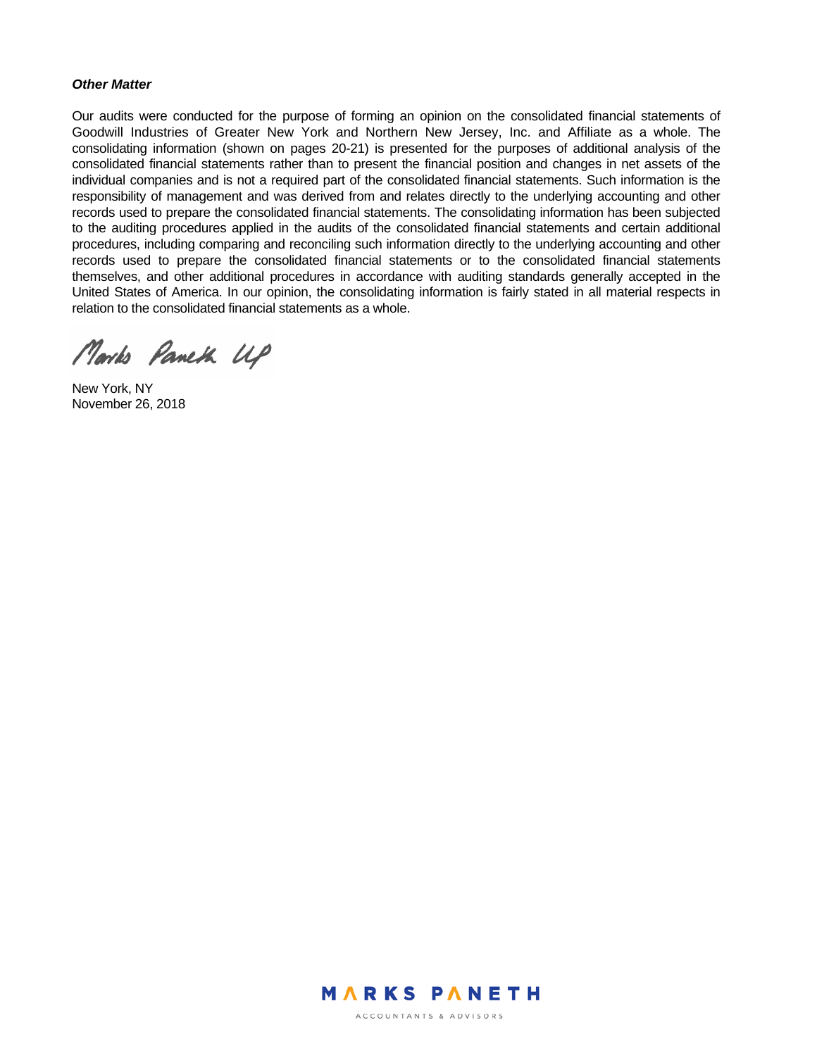***Other Matter***

Our audits were conducted for the purpose of forming an opinion on the consolidated financial statements of Goodwill Industries of Greater New York and Northern New Jersey, Inc. and Affiliate as a whole. The consolidating information (shown on pages 20-21) is presented for the purposes of additional analysis of the consolidated financial statements rather than to present the financial position and changes in net assets of the individual companies and is not a required part of the consolidated financial statements. Such information is the responsibility of management and was derived from and relates directly to the underlying accounting and other records used to prepare the consolidated financial statements. The consolidating information has been subjected to the auditing procedures applied in the audits of the consolidated financial statements and certain additional procedures, including comparing and reconciling such information directly to the underlying accounting and other records used to prepare the consolidated financial statements or to the consolidated financial statements themselves, and other additional procedures in accordance with auditing standards generally accepted in the United States of America. In our opinion, the consolidating information is fairly stated in all material respects in relation to the consolidated financial statements as a whole.

Marks Paneth LLP

New York, NY
November 26, 2018

MARKS PANETH
ACCOUNTANTS & ADVISORS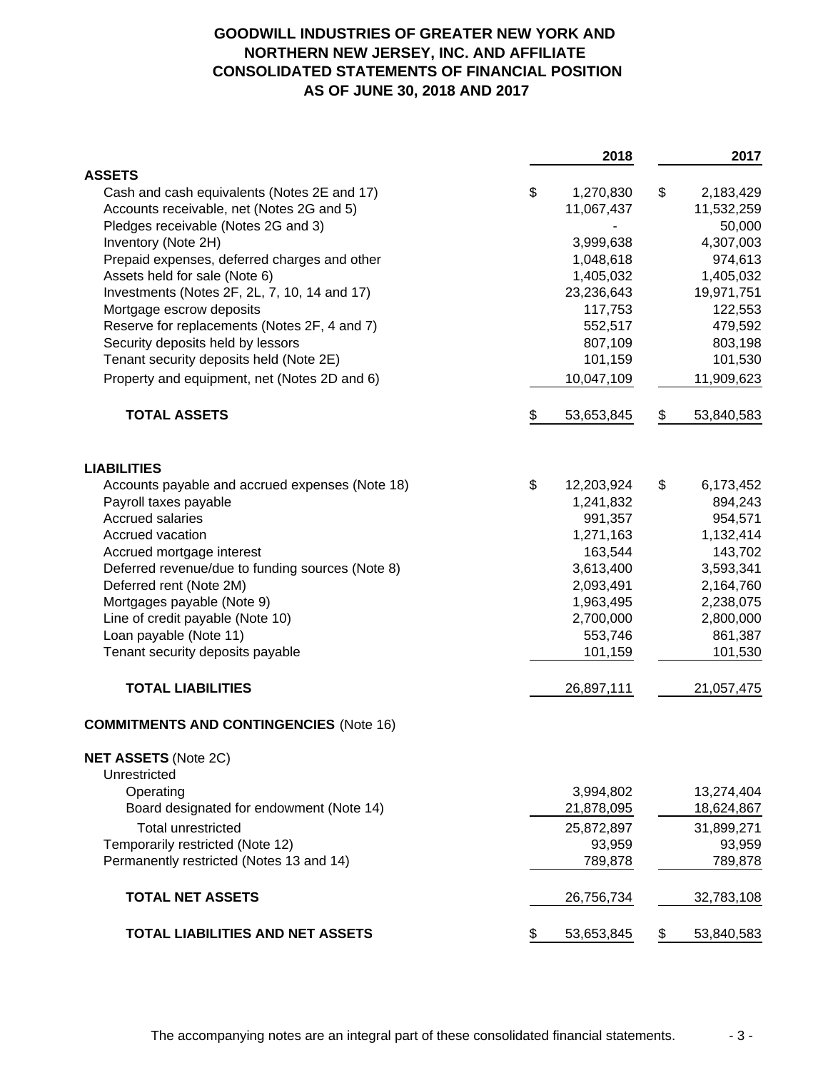# GOODWILL INDUSTRIES OF GREATER NEW YORK AND NORTHERN NEW JERSEY, INC. AND AFFILIATE
## CONSOLIDATED STATEMENTS OF FINANCIAL POSITION
## AS OF JUNE 30, 2018 AND 2017

| | 2018 | 2017 |
|---|---|---|
| **ASSETS** | | |
| Cash and cash equivalents (Notes 2E and 17) | $ 1,270,830 | $ 2,183,429 |
| Accounts receivable, net (Notes 2G and 5) | 11,067,437 | 11,532,259 |
| Pledges receivable (Notes 2G and 3) | - | 50,000 |
| Inventory (Note 2H) | 3,999,638 | 4,307,003 |
| Prepaid expenses, deferred charges and other | 1,048,618 | 974,613 |
| Assets held for sale (Note 6) | 1,405,032 | 1,405,032 |
| Investments (Notes 2F, 2L, 7, 10, 14 and 17) | 23,236,643 | 19,971,751 |
| Mortgage escrow deposits | 117,753 | 122,553 |
| Reserve for replacements (Notes 2F, 4 and 7) | 552,517 | 479,592 |
| Security deposits held by lessors | 807,109 | 803,198 |
| Tenant security deposits held (Note 2E) | 101,159 | 101,530 |
| Property and equipment, net (Notes 2D and 6) | 10,047,109 | 11,909,623 |
| **TOTAL ASSETS** | $ 53,653,845 | $ 53,840,583 |
| **LIABILITIES** | | |
| Accounts payable and accrued expenses (Note 18) | $ 12,203,924 | $ 6,173,452 |
| Payroll taxes payable | 1,241,832 | 894,243 |
| Accrued salaries | 991,357 | 954,571 |
| Accrued vacation | 1,271,163 | 1,132,414 |
| Accrued mortgage interest | 163,544 | 143,702 |
| Deferred revenue/due to funding sources (Note 8) | 3,613,400 | 3,593,341 |
| Deferred rent (Note 2M) | 2,093,491 | 2,164,760 |
| Mortgages payable (Note 9) | 1,963,495 | 2,238,075 |
| Line of credit payable (Note 10) | 2,700,000 | 2,800,000 |
| Loan payable (Note 11) | 553,746 | 861,387 |
| Tenant security deposits payable | 101,159 | 101,530 |
| **TOTAL LIABILITIES** | 26,897,111 | 21,057,475 |
| **COMMITMENTS AND CONTINGENCIES** (Note 16) | | |
| **NET ASSETS** (Note 2C) | | |
| Unrestricted | | |
| Operating | 3,994,802 | 13,274,404 |
| Board designated for endowment (Note 14) | 21,878,095 | 18,624,867 |
| Total unrestricted | 25,872,897 | 31,899,271 |
| Temporarily restricted (Note 12) | 93,959 | 93,959 |
| Permanently restricted (Notes 13 and 14) | 789,878 | 789,878 |
| **TOTAL NET ASSETS** | 26,756,734 | 32,783,108 |
| **TOTAL LIABILITIES AND NET ASSETS** | $ 53,653,845 | $ 53,840,583 |

The accompanying notes are an integral part of these consolidated financial statements.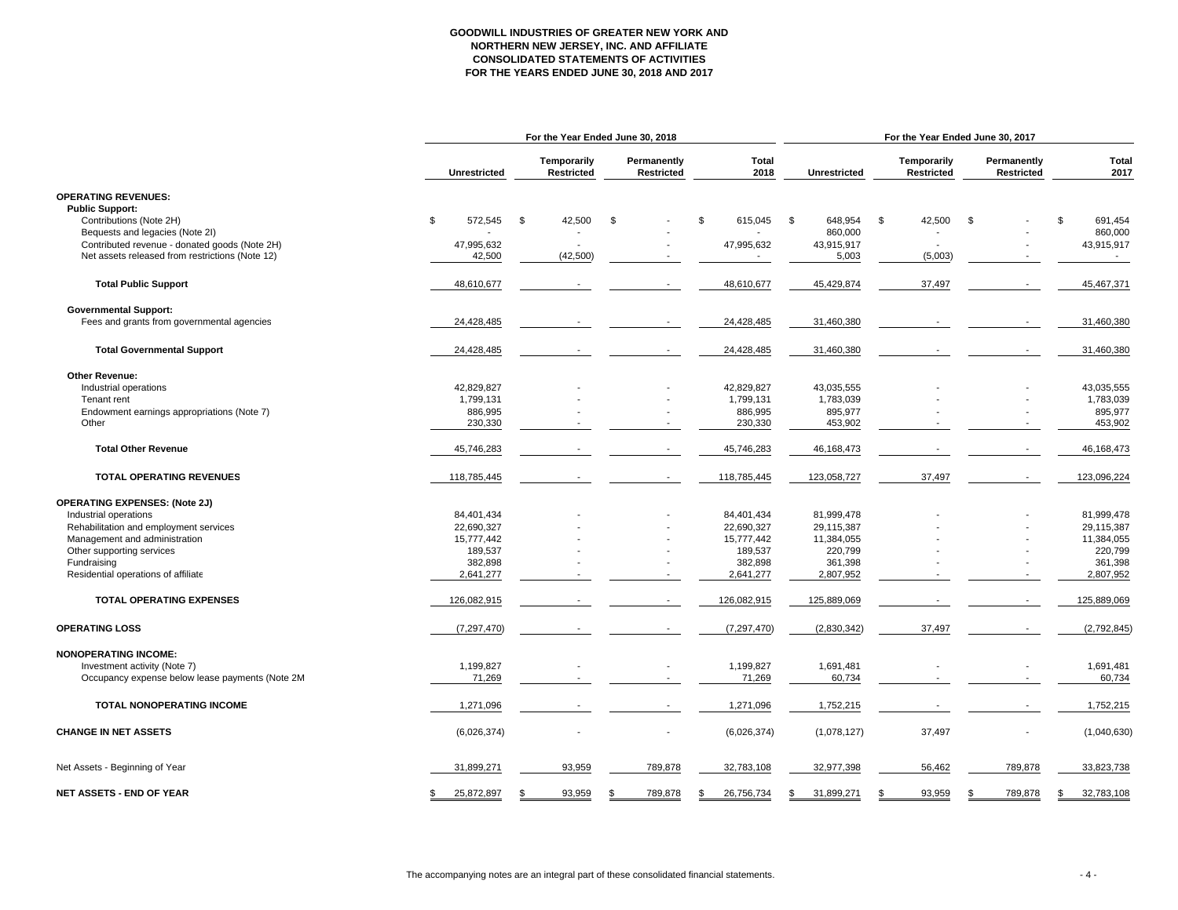**GOODWILL INDUSTRIES OF GREATER NEW YORK AND NORTHERN NEW JERSEY, INC. AND AFFILIATE**
**CONSOLIDATED STATEMENTS OF ACTIVITIES**
**FOR THE YEARS ENDED JUNE 30, 2018 AND 2017**

| | For the Year Ended June 30, 2018 | | | | For the Year Ended June 30, 2017 | | | |
|---|---|---|---|---|---|---|---|---|
| | Unrestricted | Temporarily Restricted | Permanently Restricted | Total 2018 | Unrestricted | Temporarily Restricted | Permanently Restricted | Total 2017 |
| **OPERATING REVENUES:** | | | | | | | | |
| **Public Support:** | | | | | | | | |
| Contributions (Note 2H) | $ 572,545 | $ 42,500 | $ - | $ 615,045 | $ 648,954 | $ 42,500 | $ - | $ 691,454 |
| Bequests and legacies (Note 2I) | - | - | - | - | 860,000 | - | - | 860,000 |
| Contributed revenue - donated goods (Note 2H) | 47,995,632 | - | - | 47,995,632 | 43,915,917 | - | - | 43,915,917 |
| Net assets released from restrictions (Note 12) | 42,500 | (42,500) | - | - | 5,003 | (5,003) | - | - |
| **Total Public Support** | 48,610,677 | - | - | 48,610,677 | 45,429,874 | 37,497 | - | 45,467,371 |
| **Governmental Support:** | | | | | | | | |
| Fees and grants from governmental agencies | 24,428,485 | - | - | 24,428,485 | 31,460,380 | - | - | 31,460,380 |
| **Total Governmental Support** | 24,428,485 | - | - | 24,428,485 | 31,460,380 | - | - | 31,460,380 |
| **Other Revenue:** | | | | | | | | |
| Industrial operations | 42,829,827 | - | - | 42,829,827 | 43,035,555 | - | - | 43,035,555 |
| Tenant rent | 1,799,131 | - | - | 1,799,131 | 1,783,039 | - | - | 1,783,039 |
| Endowment earnings appropriations (Note 7) | 886,995 | - | - | 886,995 | 895,977 | - | - | 895,977 |
| Other | 230,330 | - | - | 230,330 | 453,902 | - | - | 453,902 |
| **Total Other Revenue** | 45,746,283 | - | - | 45,746,283 | 46,168,473 | - | - | 46,168,473 |
| **TOTAL OPERATING REVENUES** | 118,785,445 | - | - | 118,785,445 | 123,058,727 | 37,497 | - | 123,096,224 |
| **OPERATING EXPENSES: (Note 2J)** | | | | | | | | |
| Industrial operations | 84,401,434 | - | - | 84,401,434 | 81,999,478 | - | - | 81,999,478 |
| Rehabilitation and employment services | 22,690,327 | - | - | 22,690,327 | 29,115,387 | - | - | 29,115,387 |
| Management and administration | 15,777,442 | - | - | 15,777,442 | 11,384,055 | - | - | 11,384,055 |
| Other supporting services | 189,537 | - | - | 189,537 | 220,799 | - | - | 220,799 |
| Fundraising | 382,898 | - | - | 382,898 | 361,398 | - | - | 361,398 |
| Residential operations of affiliate | 2,641,277 | - | - | 2,641,277 | 2,807,952 | - | - | 2,807,952 |
| **TOTAL OPERATING EXPENSES** | 126,082,915 | - | - | 126,082,915 | 125,889,069 | - | - | 125,889,069 |
| **OPERATING LOSS** | (7,297,470) | - | - | (7,297,470) | (2,830,342) | 37,497 | - | (2,792,845) |
| **NONOPERATING INCOME:** | | | | | | | | |
| Investment activity (Note 7) | 1,199,827 | - | - | 1,199,827 | 1,691,481 | - | - | 1,691,481 |
| Occupancy expense below lease payments (Note 2M | 71,269 | - | - | 71,269 | 60,734 | - | - | 60,734 |
| **TOTAL NONOPERATING INCOME** | 1,271,096 | - | - | 1,271,096 | 1,752,215 | - | - | 1,752,215 |
| **CHANGE IN NET ASSETS** | (6,026,374) | - | - | (6,026,374) | (1,078,127) | 37,497 | - | (1,040,630) |
| Net Assets - Beginning of Year | 31,899,271 | 93,959 | 789,878 | 32,783,108 | 32,977,398 | 56,462 | 789,878 | 33,823,738 |
| **NET ASSETS - END OF YEAR** | $ 25,872,897 | $ 93,959 | $ 789,878 | $ 26,756,734 | $ 31,899,271 | $ 93,959 | $ 789,878 | $ 32,783,108 |

The accompanying notes are an integral part of these consolidated financial statements.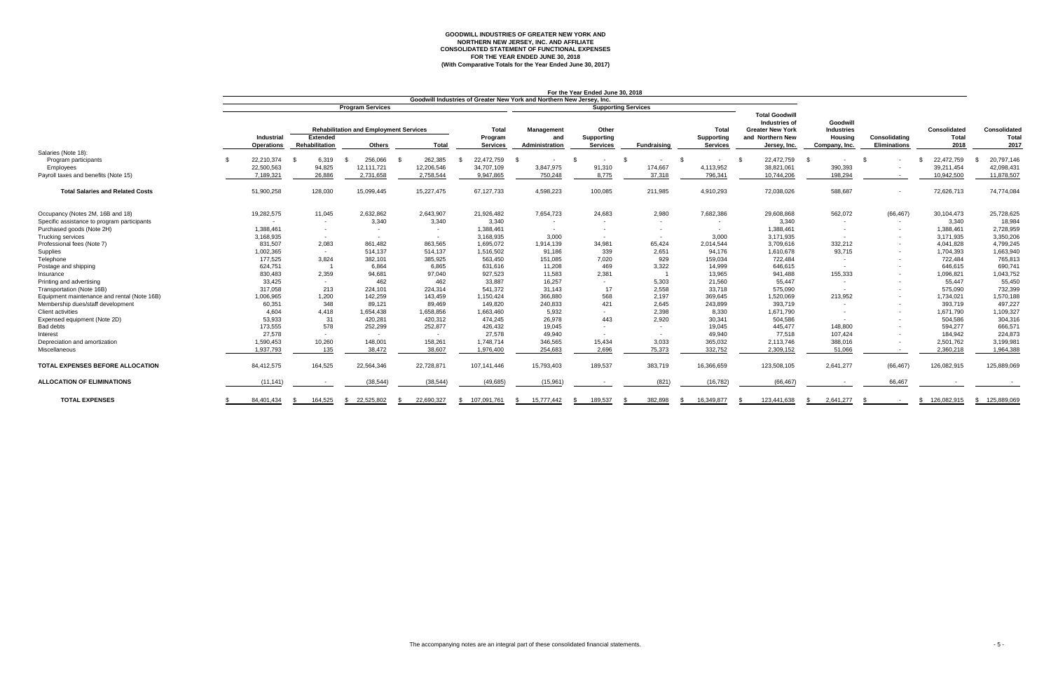**GOODWILL INDUSTRIES OF GREATER NEW YORK AND NORTHERN NEW JERSEY, INC. AND AFFILIATE**
**CONSOLIDATED STATEMENT OF FUNCTIONAL EXPENSES**
**FOR THE YEAR ENDED JUNE 30, 2018**
**(With Comparative Totals for the Year Ended June 30, 2017)**

| | For the Year Ended June 30, 2018 | | | | | | | | | | | | | | |
|---|---|---|---|---|---|---|---|---|---|---|---|---|---|---|---|
| | Goodwill Industries of Greater New York and Northern New Jersey, Inc. | | | | | | | | | | | | | | |
| | Program Services | | | | | Supporting Services | | | | | | | | | |
| | | Rehabilitation and Employment Services | | | | | | | | | | | | | |
| | Industrial Operations | Extended Rehabilitation | Others | Total | Total Program Services | Management and Administration | Other Supporting Services | Fundraising | Total Supporting Services | Total Goodwill Industries of Greater New York and Northern New Jersey, Inc. | Goodwill Industries Housing Company, Inc. | Consolidating Eliminations | Consolidated Total 2018 | Consolidated Total 2017 |
| Salaries (Note 18): | | | | | | | | | | | | | | |
| Program participants | $ 22,210,374 | $ 6,319 | $ 256,066 | $ 262,385 | $ 22,472,759 | $ - | $ - | $ - | $ - | $ 22,472,759 | $ - | $ - | $ 22,472,759 | $ 20,797,146 |
| Employees | 22,500,563 | 94,825 | 12,111,721 | 12,206,546 | 34,707,109 | 3,847,975 | 91,310 | 174,667 | 4,113,952 | 38,821,061 | 390,393 | - | 39,211,454 | 42,098,431 |
| Payroll taxes and benefits (Note 15) | 7,189,321 | 26,886 | 2,731,658 | 2,758,544 | 9,947,865 | 750,248 | 8,775 | 37,318 | 796,341 | 10,744,206 | 198,294 | - | 10,942,500 | 11,878,507 |
| **Total Salaries and Related Costs** | 51,900,258 | 128,030 | 15,099,445 | 15,227,475 | 67,127,733 | 4,598,223 | 100,085 | 211,985 | 4,910,293 | 72,038,026 | 588,687 | - | 72,626,713 | 74,774,084 |
| Occupancy (Notes 2M, 16B and 18) | 19,282,575 | 11,045 | 2,632,862 | 2,643,907 | 21,926,482 | 7,654,723 | 24,683 | 2,980 | 7,682,386 | 29,608,868 | 562,072 | (66,467) | 30,104,473 | 25,728,625 |
| Specific assistance to program participants | - | - | 3,340 | 3,340 | 3,340 | - | - | - | - | 3,340 | - | - | 3,340 | 18,984 |
| Purchased goods (Note 2H) | 1,388,461 | - | - | - | 1,388,461 | - | - | - | - | 1,388,461 | - | - | 1,388,461 | 2,728,959 |
| Trucking services | 3,168,935 | - | - | - | 3,168,935 | 3,000 | - | - | 3,000 | 3,171,935 | - | - | 3,171,935 | 3,350,206 |
| Professional fees (Note 7) | 831,507 | 2,083 | 861,482 | 863,565 | 1,695,072 | 1,914,139 | 34,981 | 65,424 | 2,014,544 | 3,709,616 | 332,212 | - | 4,041,828 | 4,799,245 |
| Supplies | 1,002,365 | - | 514,137 | 514,137 | 1,516,502 | 91,186 | 339 | 2,651 | 94,176 | 1,610,678 | 93,715 | - | 1,704,393 | 1,663,940 |
| Telephone | 177,525 | 3,824 | 382,101 | 385,925 | 563,450 | 151,085 | 7,020 | 929 | 159,034 | 722,484 | - | - | 722,484 | 765,813 |
| Postage and shipping | 624,751 | 1 | 6,864 | 6,865 | 631,616 | 11,208 | 469 | 3,322 | 14,999 | 646,615 | - | - | 646,615 | 690,741 |
| Insurance | 830,483 | 2,359 | 94,681 | 97,040 | 927,523 | 11,583 | 2,381 | 1 | 13,965 | 941,488 | 155,333 | - | 1,096,821 | 1,043,752 |
| Printing and advertising | 33,425 | - | 462 | 462 | 33,887 | 16,257 | - | 5,303 | 21,560 | 55,447 | - | - | 55,447 | 55,450 |
| Transportation (Note 16B) | 317,058 | 213 | 224,101 | 224,314 | 541,372 | 31,143 | 17 | 2,558 | 33,718 | 575,090 | - | - | 575,090 | 732,399 |
| Equipment maintenance and rental (Note 16B) | 1,006,965 | 1,200 | 142,259 | 143,459 | 1,150,424 | 366,880 | 568 | 2,197 | 369,645 | 1,520,069 | 213,952 | - | 1,734,021 | 1,570,188 |
| Membership dues/staff development | 60,351 | 348 | 89,121 | 89,469 | 149,820 | 240,833 | 421 | 2,645 | 243,899 | 393,719 | - | - | 393,719 | 497,227 |
| Client activities | 4,604 | 4,418 | 1,654,438 | 1,658,856 | 1,663,460 | 5,932 | - | 2,398 | 8,330 | 1,671,790 | - | - | 1,671,790 | 1,109,327 |
| Expensed equipment (Note 2D) | 53,933 | 31 | 420,281 | 420,312 | 474,245 | 26,978 | 443 | 2,920 | 30,341 | 504,586 | - | - | 504,586 | 304,316 |
| Bad debts | 173,555 | 578 | 252,299 | 252,877 | 426,432 | 19,045 | - | - | 19,045 | 445,477 | 148,800 | - | 594,277 | 666,571 |
| Interest | 27,578 | - | - | - | 27,578 | 49,940 | - | - | 49,940 | 77,518 | 107,424 | - | 184,942 | 224,873 |
| Depreciation and amortization | 1,590,453 | 10,260 | 148,001 | 158,261 | 1,748,714 | 346,565 | 15,434 | 3,033 | 365,032 | 2,113,746 | 388,016 | - | 2,501,762 | 3,199,981 |
| Miscellaneous | 1,937,793 | 135 | 38,472 | 38,607 | 1,976,400 | 254,683 | 2,696 | 75,373 | 332,752 | 2,309,152 | 51,066 | - | 2,360,218 | 1,964,388 |
| **TOTAL EXPENSES BEFORE ALLOCATION** | 84,412,575 | 164,525 | 22,564,346 | 22,728,871 | 107,141,446 | 15,793,403 | 189,537 | 383,719 | 16,366,659 | 123,508,105 | 2,641,277 | (66,467) | 126,082,915 | 125,889,069 |
| **ALLOCATION OF ELIMINATIONS** | (11,141) | - | (38,544) | (38,544) | (49,685) | (15,961) | - | (821) | (16,782) | (66,467) | - | 66,467 | - | - |
| **TOTAL EXPENSES** | $ 84,401,434 | $ 164,525 | $ 22,525,802 | $ 22,690,327 | $ 107,091,761 | $ 15,777,442 | $ 189,537 | $ 382,898 | $ 16,349,877 | $ 123,441,638 | $ 2,641,277 | $ - | $ 126,082,915 | $ 125,889,069 |

The accompanying notes are an integral part of these consolidated financial statements.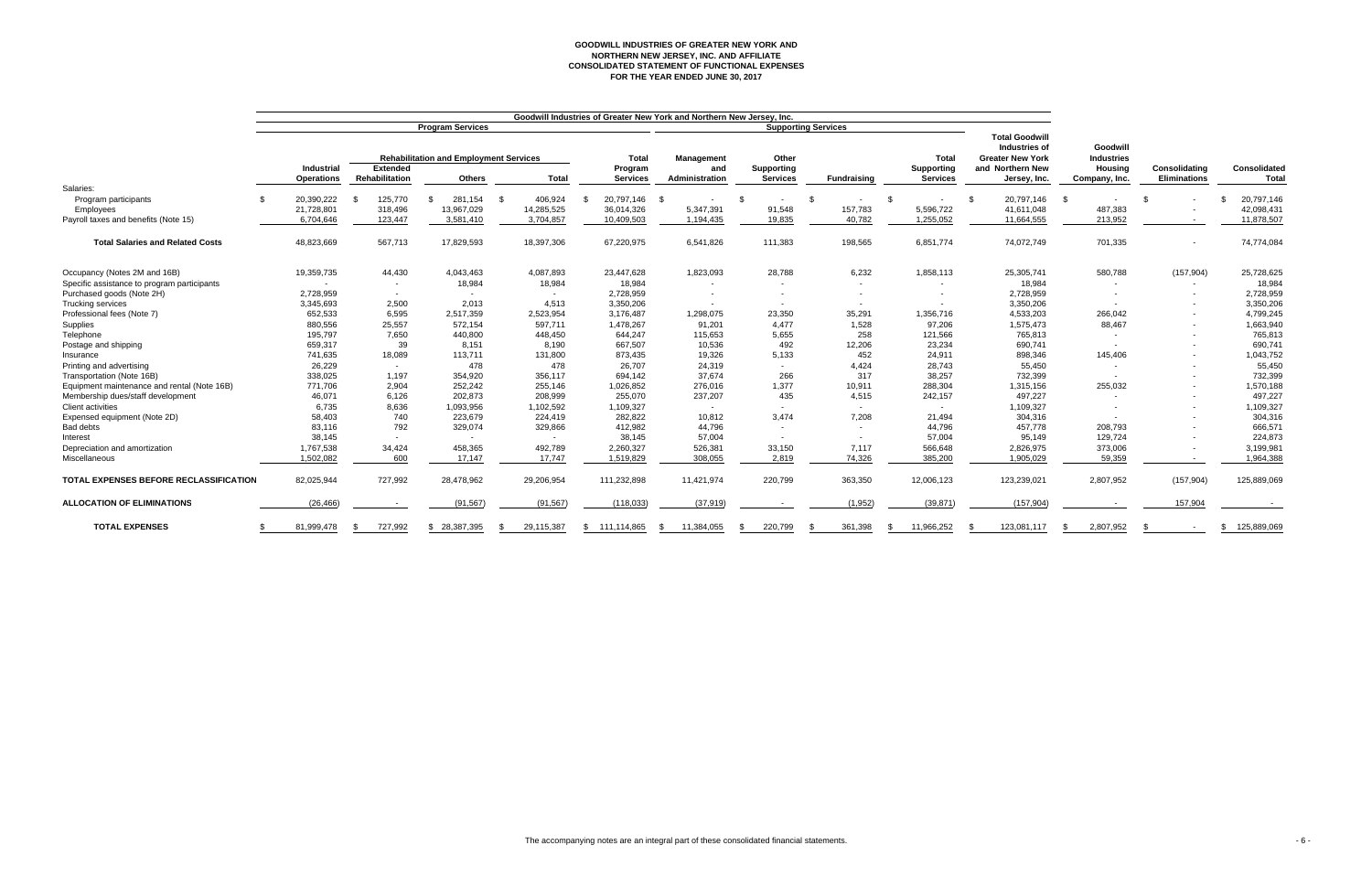# GOODWILL INDUSTRIES OF GREATER NEW YORK AND NORTHERN NEW JERSEY, INC. AND AFFILIATE
## CONSOLIDATED STATEMENT OF FUNCTIONAL EXPENSES
## FOR THE YEAR ENDED JUNE 30, 2017

| | Goodwill Industries of Greater New York and Northern New Jersey, Inc. | | | | | | | | | | | | | |
|---|---|---|---|---|---|---|---|---|---|---|---|---|---|---|
| | Program Services | | | | | Supporting Services | | | | | | | | |
| | | Rehabilitation and Employment Services | | | | | | | | | | | | |
| | Industrial Operations | Extended Rehabilitation | Others | Total | Total Program Services | Management and Administration | Other Supporting Services | Fundraising | Total Supporting Services | Total Goodwill Industries of Greater New York and Northern New Jersey, Inc. | Goodwill Industries Housing Company, Inc. | Consolidating Eliminations | Consolidated Total |
| Salaries: | | | | | | | | | | | | | |
| Program participants | $ 20,390,222 | $ 125,770 | $ 281,154 | $ 406,924 | $ 20,797,146 | $ - | $ - | $ - | $ - | $ 20,797,146 | $ - | $ - | $ 20,797,146 |
| Employees | 21,728,801 | 318,496 | 13,967,029 | 14,285,525 | 36,014,326 | 5,347,391 | 91,548 | 157,783 | 5,596,722 | 41,611,048 | 487,383 | - | 42,098,431 |
| Payroll taxes and benefits (Note 15) | 6,704,646 | 123,447 | 3,581,410 | 3,704,857 | 10,409,503 | 1,194,435 | 19,835 | 40,782 | 1,255,052 | 11,664,555 | 213,952 | - | 11,878,507 |
| **Total Salaries and Related Costs** | 48,823,669 | 567,713 | 17,829,593 | 18,397,306 | 67,220,975 | 6,541,826 | 111,383 | 198,565 | 6,851,774 | 74,072,749 | 701,335 | - | 74,774,084 |
| Occupancy (Notes 2M and 16B) | 19,359,735 | 44,430 | 4,043,463 | 4,087,893 | 23,447,628 | 1,823,093 | 28,788 | 6,232 | 1,858,113 | 25,305,741 | 580,788 | (157,904) | 25,728,625 |
| Specific assistance to program participants | - | - | 18,984 | 18,984 | 18,984 | - | - | - | - | 18,984 | - | - | 18,984 |
| Purchased goods (Note 2H) | 2,728,959 | - | - | - | 2,728,959 | - | - | - | - | 2,728,959 | - | - | 2,728,959 |
| Trucking services | 3,345,693 | 2,500 | 2,013 | 4,513 | 3,350,206 | - | - | - | - | 3,350,206 | - | - | 3,350,206 |
| Professional fees (Note 7) | 652,533 | 6,595 | 2,517,359 | 2,523,954 | 3,176,487 | 1,298,075 | 23,350 | 35,291 | 1,356,716 | 4,533,203 | 266,042 | - | 4,799,245 |
| Supplies | 880,556 | 25,557 | 572,154 | 597,711 | 1,478,267 | 91,201 | 4,477 | 1,528 | 97,206 | 1,575,473 | 88,467 | - | 1,663,940 |
| Telephone | 195,797 | 7,650 | 440,800 | 448,450 | 644,247 | 115,653 | 5,655 | 258 | 121,566 | 765,813 | - | - | 765,813 |
| Postage and shipping | 659,317 | 39 | 8,151 | 8,190 | 667,507 | 10,536 | 492 | 12,206 | 23,234 | 690,741 | - | - | 690,741 |
| Insurance | 741,635 | 18,089 | 113,711 | 131,800 | 873,435 | 19,326 | 5,133 | 452 | 24,911 | 898,346 | 145,406 | - | 1,043,752 |
| Printing and advertising | 26,229 | - | 478 | 478 | 26,707 | 24,319 | - | 4,424 | 28,743 | 55,450 | - | - | 55,450 |
| Transportation (Note 16B) | 338,025 | 1,197 | 354,920 | 356,117 | 694,142 | 37,674 | 266 | 317 | 38,257 | 732,399 | - | - | 732,399 |
| Equipment maintenance and rental (Note 16B) | 771,706 | 2,904 | 252,242 | 255,146 | 1,026,852 | 276,016 | 1,377 | 10,911 | 288,304 | 1,315,156 | 255,032 | - | 1,570,188 |
| Membership dues/staff development | 46,071 | 6,126 | 202,873 | 208,999 | 255,070 | 237,207 | 435 | 4,515 | 242,157 | 497,227 | - | - | 497,227 |
| Client activities | 6,735 | 8,636 | 1,093,956 | 1,102,592 | 1,109,327 | - | - | - | - | 1,109,327 | - | - | 1,109,327 |
| Expensed equipment (Note 2D) | 58,403 | 740 | 223,679 | 224,419 | 282,822 | 10,812 | 3,474 | 7,208 | 21,494 | 304,316 | - | - | 304,316 |
| Bad debts | 83,116 | 792 | 329,074 | 329,866 | 412,982 | 44,796 | - | - | 44,796 | 457,778 | 208,793 | - | 666,571 |
| Interest | 38,145 | - | - | - | 38,145 | 57,004 | - | - | 57,004 | 95,149 | 129,724 | - | 224,873 |
| Depreciation and amortization | 1,767,538 | 34,424 | 458,365 | 492,789 | 2,260,327 | 526,381 | 33,150 | 7,117 | 566,648 | 2,826,975 | 373,006 | - | 3,199,981 |
| Miscellaneous | 1,502,082 | 600 | 17,147 | 17,747 | 1,519,829 | 308,055 | 2,819 | 74,326 | 385,200 | 1,905,029 | 59,359 | - | 1,964,388 |
| **TOTAL EXPENSES BEFORE RECLASSIFICATION** | 82,025,944 | 727,992 | 28,478,962 | 29,206,954 | 111,232,898 | 11,421,974 | 220,799 | 363,350 | 12,006,123 | 123,239,021 | 2,807,952 | (157,904) | 125,889,069 |
| **ALLOCATION OF ELIMINATIONS** | (26,466) | - | (91,567) | (91,567) | (118,033) | (37,919) | - | (1,952) | (39,871) | (157,904) | - | 157,904 | - |
| **TOTAL EXPENSES** | $ 81,999,478 | $ 727,992 | $ 28,387,395 | $ 29,115,387 | $ 111,114,865 | $ 11,384,055 | $ 220,799 | $ 361,398 | $ 11,966,252 | $ 123,081,117 | $ 2,807,952 | $ - | $ 125,889,069 |

The accompanying notes are an integral part of these consolidated financial statements.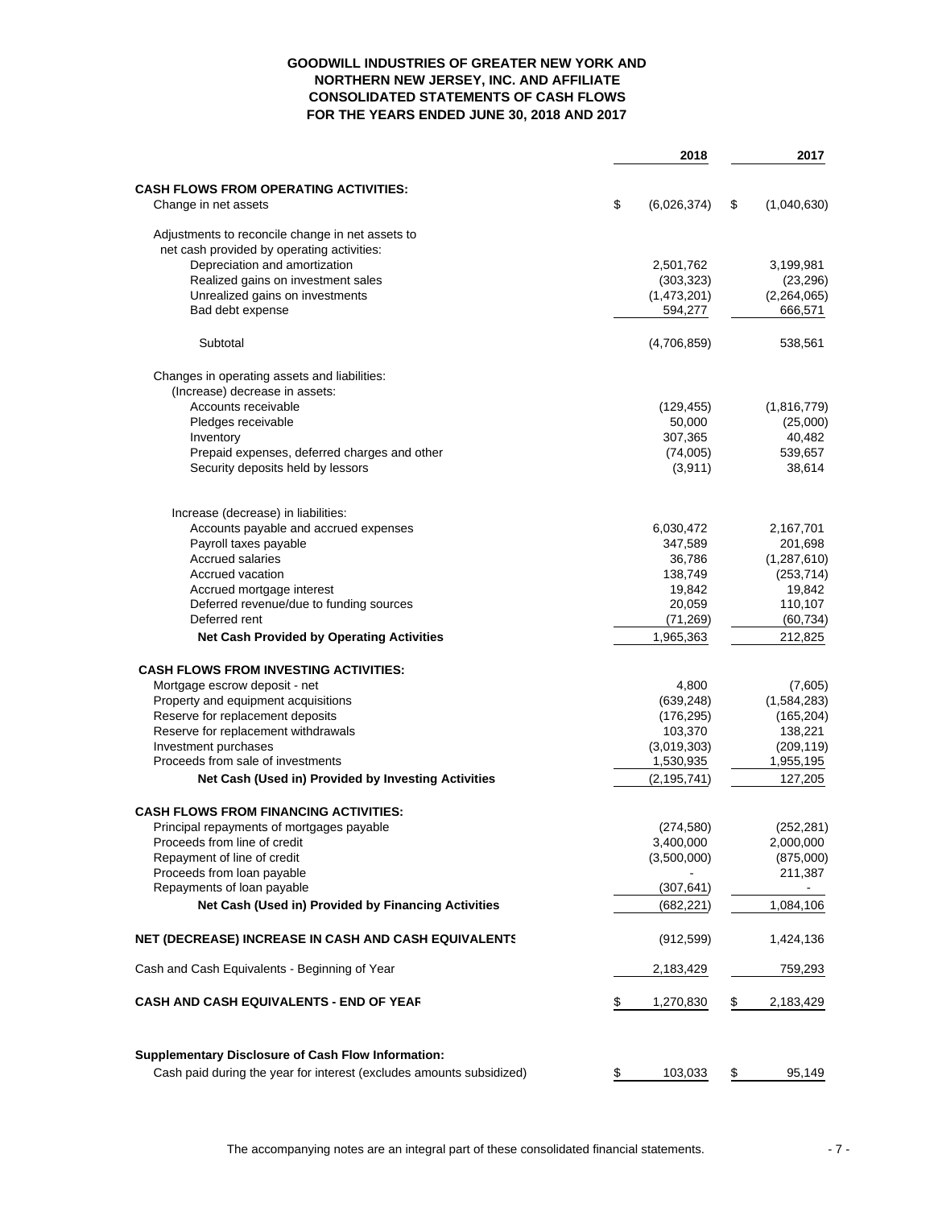**GOODWILL INDUSTRIES OF GREATER NEW YORK AND NORTHERN NEW JERSEY, INC. AND AFFILIATE**
**CONSOLIDATED STATEMENTS OF CASH FLOWS**
**FOR THE YEARS ENDED JUNE 30, 2018 AND 2017**

| | 2018 | 2017 |
|---|---|---|
| **CASH FLOWS FROM OPERATING ACTIVITIES:** | | |
| Change in net assets | $ (6,026,374) | $ (1,040,630) |
| Adjustments to reconcile change in net assets to net cash provided by operating activities: | | |
| Depreciation and amortization | 2,501,762 | 3,199,981 |
| Realized gains on investment sales | (303,323) | (23,296) |
| Unrealized gains on investments | (1,473,201) | (2,264,065) |
| Bad debt expense | 594,277 | 666,571 |
| Subtotal | (4,706,859) | 538,561 |
| Changes in operating assets and liabilities: | | |
| (Increase) decrease in assets: | | |
| Accounts receivable | (129,455) | (1,816,779) |
| Pledges receivable | 50,000 | (25,000) |
| Inventory | 307,365 | 40,482 |
| Prepaid expenses, deferred charges and other | (74,005) | 539,657 |
| Security deposits held by lessors | (3,911) | 38,614 |
| Increase (decrease) in liabilities: | | |
| Accounts payable and accrued expenses | 6,030,472 | 2,167,701 |
| Payroll taxes payable | 347,589 | 201,698 |
| Accrued salaries | 36,786 | (1,287,610) |
| Accrued vacation | 138,749 | (253,714) |
| Accrued mortgage interest | 19,842 | 19,842 |
| Deferred revenue/due to funding sources | 20,059 | 110,107 |
| Deferred rent | (71,269) | (60,734) |
| **Net Cash Provided by Operating Activities** | 1,965,363 | 212,825 |
| **CASH FLOWS FROM INVESTING ACTIVITIES:** | | |
| Mortgage escrow deposit - net | 4,800 | (7,605) |
| Property and equipment acquisitions | (639,248) | (1,584,283) |
| Reserve for replacement deposits | (176,295) | (165,204) |
| Reserve for replacement withdrawals | 103,370 | 138,221 |
| Investment purchases | (3,019,303) | (209,119) |
| Proceeds from sale of investments | 1,530,935 | 1,955,195 |
| **Net Cash (Used in) Provided by Investing Activities** | (2,195,741) | 127,205 |
| **CASH FLOWS FROM FINANCING ACTIVITIES:** | | |
| Principal repayments of mortgages payable | (274,580) | (252,281) |
| Proceeds from line of credit | 3,400,000 | 2,000,000 |
| Repayment of line of credit | (3,500,000) | (875,000) |
| Proceeds from loan payable | - | 211,387 |
| Repayments of loan payable | (307,641) | - |
| **Net Cash (Used in) Provided by Financing Activities** | (682,221) | 1,084,106 |
| **NET (DECREASE) INCREASE IN CASH AND CASH EQUIVALENTS** | (912,599) | 1,424,136 |
| Cash and Cash Equivalents - Beginning of Year | 2,183,429 | 759,293 |
| **CASH AND CASH EQUIVALENTS - END OF YEAR** | $ 1,270,830 | $ 2,183,429 |
| **Supplementary Disclosure of Cash Flow Information:** | | |
| Cash paid during the year for interest (excludes amounts subsidized) | $ 103,033 | $ 95,149 |

The accompanying notes are an integral part of these consolidated financial statements.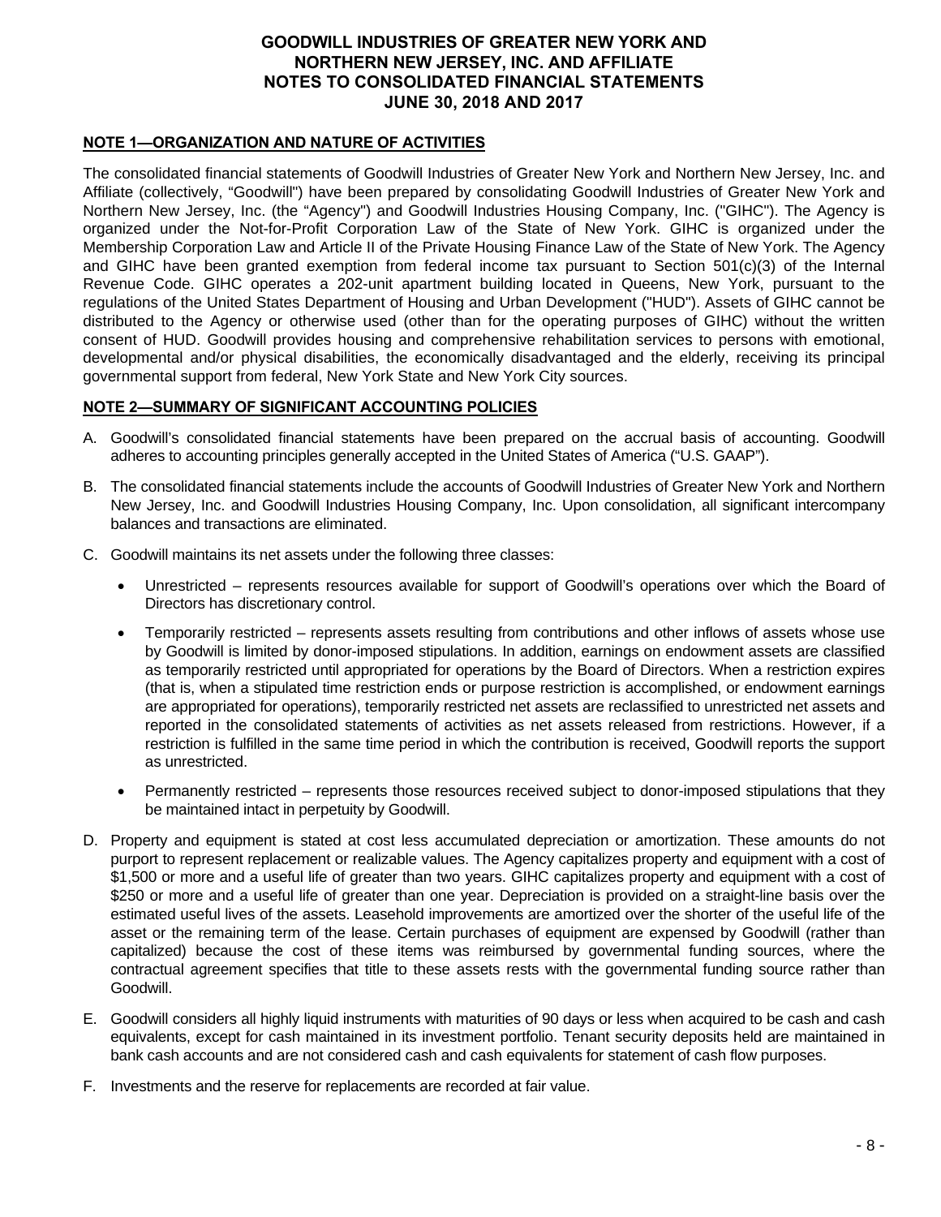# GOODWILL INDUSTRIES OF GREATER NEW YORK AND NORTHERN NEW JERSEY, INC. AND AFFILIATE
# NOTES TO CONSOLIDATED FINANCIAL STATEMENTS
# JUNE 30, 2018 AND 2017

## NOTE 1—ORGANIZATION AND NATURE OF ACTIVITIES

The consolidated financial statements of Goodwill Industries of Greater New York and Northern New Jersey, Inc. and Affiliate (collectively, "Goodwill") have been prepared by consolidating Goodwill Industries of Greater New York and Northern New Jersey, Inc. (the "Agency") and Goodwill Industries Housing Company, Inc. ("GIHC"). The Agency is organized under the Not-for-Profit Corporation Law of the State of New York. GIHC is organized under the Membership Corporation Law and Article II of the Private Housing Finance Law of the State of New York. The Agency and GIHC have been granted exemption from federal income tax pursuant to Section 501(c)(3) of the Internal Revenue Code. GIHC operates a 202-unit apartment building located in Queens, New York, pursuant to the regulations of the United States Department of Housing and Urban Development ("HUD"). Assets of GIHC cannot be distributed to the Agency or otherwise used (other than for the operating purposes of GIHC) without the written consent of HUD. Goodwill provides housing and comprehensive rehabilitation services to persons with emotional, developmental and/or physical disabilities, the economically disadvantaged and the elderly, receiving its principal governmental support from federal, New York State and New York City sources.

## NOTE 2—SUMMARY OF SIGNIFICANT ACCOUNTING POLICIES

A. Goodwill's consolidated financial statements have been prepared on the accrual basis of accounting. Goodwill adheres to accounting principles generally accepted in the United States of America ("U.S. GAAP").

B. The consolidated financial statements include the accounts of Goodwill Industries of Greater New York and Northern New Jersey, Inc. and Goodwill Industries Housing Company, Inc. Upon consolidation, all significant intercompany balances and transactions are eliminated.

C. Goodwill maintains its net assets under the following three classes:

   - Unrestricted – represents resources available for support of Goodwill's operations over which the Board of Directors has discretionary control.
   - Temporarily restricted – represents assets resulting from contributions and other inflows of assets whose use by Goodwill is limited by donor-imposed stipulations. In addition, earnings on endowment assets are classified as temporarily restricted until appropriated for operations by the Board of Directors. When a restriction expires (that is, when a stipulated time restriction ends or purpose restriction is accomplished, or endowment earnings are appropriated for operations), temporarily restricted net assets are reclassified to unrestricted net assets and reported in the consolidated statements of activities as net assets released from restrictions. However, if a restriction is fulfilled in the same time period in which the contribution is received, Goodwill reports the support as unrestricted.
   - Permanently restricted – represents those resources received subject to donor-imposed stipulations that they be maintained intact in perpetuity by Goodwill.

D. Property and equipment is stated at cost less accumulated depreciation or amortization. These amounts do not purport to represent replacement or realizable values. The Agency capitalizes property and equipment with a cost of $1,500 or more and a useful life of greater than two years. GIHC capitalizes property and equipment with a cost of $250 or more and a useful life of greater than one year. Depreciation is provided on a straight-line basis over the estimated useful lives of the assets. Leasehold improvements are amortized over the shorter of the useful life of the asset or the remaining term of the lease. Certain purchases of equipment are expensed by Goodwill (rather than capitalized) because the cost of these items was reimbursed by governmental funding sources, where the contractual agreement specifies that title to these assets rests with the governmental funding source rather than Goodwill.

E. Goodwill considers all highly liquid instruments with maturities of 90 days or less when acquired to be cash and cash equivalents, except for cash maintained in its investment portfolio. Tenant security deposits held are maintained in bank cash accounts and are not considered cash and cash equivalents for statement of cash flow purposes.

F. Investments and the reserve for replacements are recorded at fair value.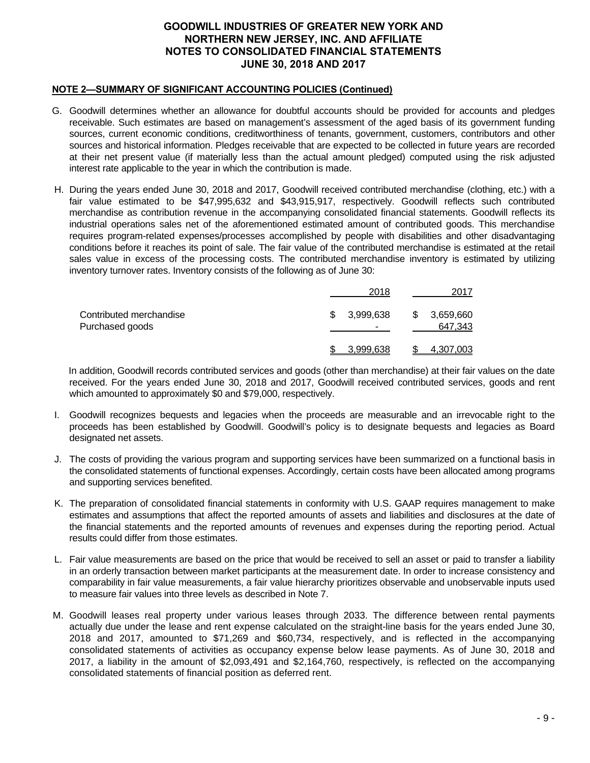# GOODWILL INDUSTRIES OF GREATER NEW YORK AND NORTHERN NEW JERSEY, INC. AND AFFILIATE
# NOTES TO CONSOLIDATED FINANCIAL STATEMENTS
# JUNE 30, 2018 AND 2017

## NOTE 2—SUMMARY OF SIGNIFICANT ACCOUNTING POLICIES (Continued)

G. Goodwill determines whether an allowance for doubtful accounts should be provided for accounts and pledges receivable. Such estimates are based on management's assessment of the aged basis of its government funding sources, current economic conditions, creditworthiness of tenants, government, customers, contributors and other sources and historical information. Pledges receivable that are expected to be collected in future years are recorded at their net present value (if materially less than the actual amount pledged) computed using the risk adjusted interest rate applicable to the year in which the contribution is made.

H. During the years ended June 30, 2018 and 2017, Goodwill received contributed merchandise (clothing, etc.) with a fair value estimated to be $47,995,632 and $43,915,917, respectively. Goodwill reflects such contributed merchandise as contribution revenue in the accompanying consolidated financial statements. Goodwill reflects its industrial operations sales net of the aforementioned estimated amount of contributed goods. This merchandise requires program-related expenses/processes accomplished by people with disabilities and other disadvantaging conditions before it reaches its point of sale. The fair value of the contributed merchandise is estimated at the retail sales value in excess of the processing costs. The contributed merchandise inventory is estimated by utilizing inventory turnover rates. Inventory consists of the following as of June 30:

| | 2018 | 2017 |
|---|---|---|
| Contributed merchandise | $ 3,999,638 | $ 3,659,660 |
| Purchased goods | - | 647,343 |
| | $ 3,999,638 | $ 4,307,003 |

In addition, Goodwill records contributed services and goods (other than merchandise) at their fair values on the date received. For the years ended June 30, 2018 and 2017, Goodwill received contributed services, goods and rent which amounted to approximately $0 and $79,000, respectively.

I. Goodwill recognizes bequests and legacies when the proceeds are measurable and an irrevocable right to the proceeds has been established by Goodwill. Goodwill's policy is to designate bequests and legacies as Board designated net assets.

J. The costs of providing the various program and supporting services have been summarized on a functional basis in the consolidated statements of functional expenses. Accordingly, certain costs have been allocated among programs and supporting services benefited.

K. The preparation of consolidated financial statements in conformity with U.S. GAAP requires management to make estimates and assumptions that affect the reported amounts of assets and liabilities and disclosures at the date of the financial statements and the reported amounts of revenues and expenses during the reporting period. Actual results could differ from those estimates.

L. Fair value measurements are based on the price that would be received to sell an asset or paid to transfer a liability in an orderly transaction between market participants at the measurement date. In order to increase consistency and comparability in fair value measurements, a fair value hierarchy prioritizes observable and unobservable inputs used to measure fair values into three levels as described in Note 7.

M. Goodwill leases real property under various leases through 2033. The difference between rental payments actually due under the lease and rent expense calculated on the straight-line basis for the years ended June 30, 2018 and 2017, amounted to $71,269 and $60,734, respectively, and is reflected in the accompanying consolidated statements of activities as occupancy expense below lease payments. As of June 30, 2018 and 2017, a liability in the amount of $2,093,491 and $2,164,760, respectively, is reflected on the accompanying consolidated statements of financial position as deferred rent.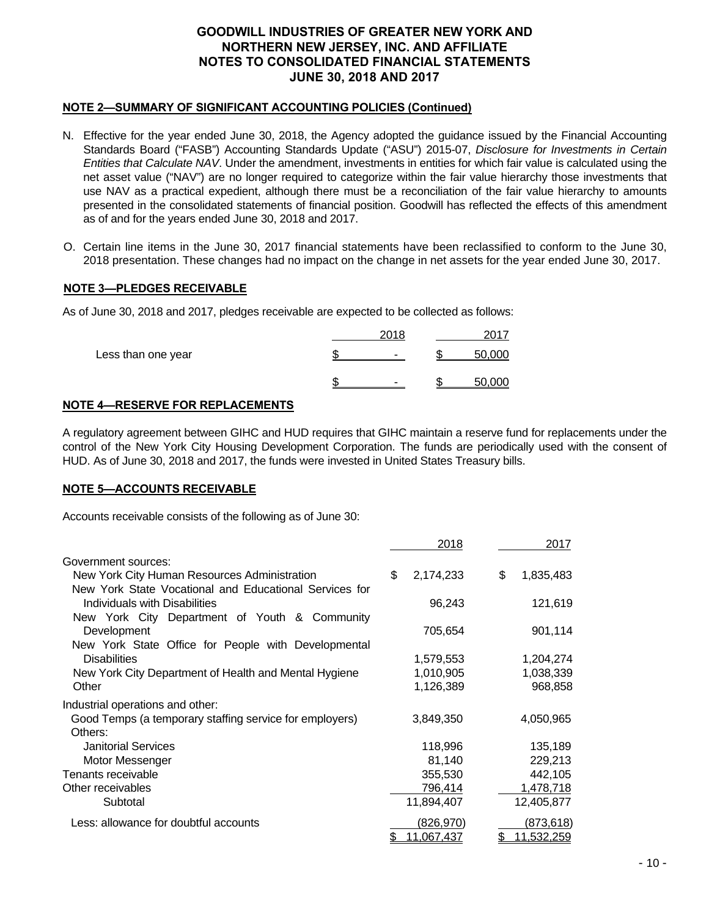# GOODWILL INDUSTRIES OF GREATER NEW YORK AND NORTHERN NEW JERSEY, INC. AND AFFILIATE
## NOTES TO CONSOLIDATED FINANCIAL STATEMENTS
## JUNE 30, 2018 AND 2017

### NOTE 2—SUMMARY OF SIGNIFICANT ACCOUNTING POLICIES (Continued)

N. Effective for the year ended June 30, 2018, the Agency adopted the guidance issued by the Financial Accounting Standards Board ("FASB") Accounting Standards Update ("ASU") 2015-07, *Disclosure for Investments in Certain Entities that Calculate NAV*. Under the amendment, investments in entities for which fair value is calculated using the net asset value ("NAV") are no longer required to categorize within the fair value hierarchy those investments that use NAV as a practical expedient, although there must be a reconciliation of the fair value hierarchy to amounts presented in the consolidated statements of financial position. Goodwill has reflected the effects of this amendment as of and for the years ended June 30, 2018 and 2017.

O. Certain line items in the June 30, 2017 financial statements have been reclassified to conform to the June 30, 2018 presentation. These changes had no impact on the change in net assets for the year ended June 30, 2017.

### NOTE 3—PLEDGES RECEIVABLE

As of June 30, 2018 and 2017, pledges receivable are expected to be collected as follows:

| | 2018 | 2017 |
|---|---|---|
| Less than one year | $ - | $ 50,000 |
| | $ - | $ 50,000 |

### NOTE 4—RESERVE FOR REPLACEMENTS

A regulatory agreement between GIHC and HUD requires that GIHC maintain a reserve fund for replacements under the control of the New York City Housing Development Corporation. The funds are periodically used with the consent of HUD. As of June 30, 2018 and 2017, the funds were invested in United States Treasury bills.

### NOTE 5—ACCOUNTS RECEIVABLE

Accounts receivable consists of the following as of June 30:

| | 2018 | 2017 |
|---|---|---|
| Government sources: | | |
| New York City Human Resources Administration | $ 2,174,233 | $ 1,835,483 |
| New York State Vocational and Educational Services for Individuals with Disabilities | 96,243 | 121,619 |
| New York City Department of Youth & Community Development | 705,654 | 901,114 |
| New York State Office for People with Developmental Disabilities | 1,579,553 | 1,204,274 |
| New York City Department of Health and Mental Hygiene | 1,010,905 | 1,038,339 |
| Other | 1,126,389 | 968,858 |
| Industrial operations and other: | | |
| Good Temps (a temporary staffing service for employers) | 3,849,350 | 4,050,965 |
| Others: | | |
| Janitorial Services | 118,996 | 135,189 |
| Motor Messenger | 81,140 | 229,213 |
| Tenants receivable | 355,530 | 442,105 |
| Other receivables | 796,414 | 1,478,718 |
| Subtotal | 11,894,407 | 12,405,877 |
| Less: allowance for doubtful accounts | (826,970) | (873,618) |
| | $ 11,067,437 | $ 11,532,259 |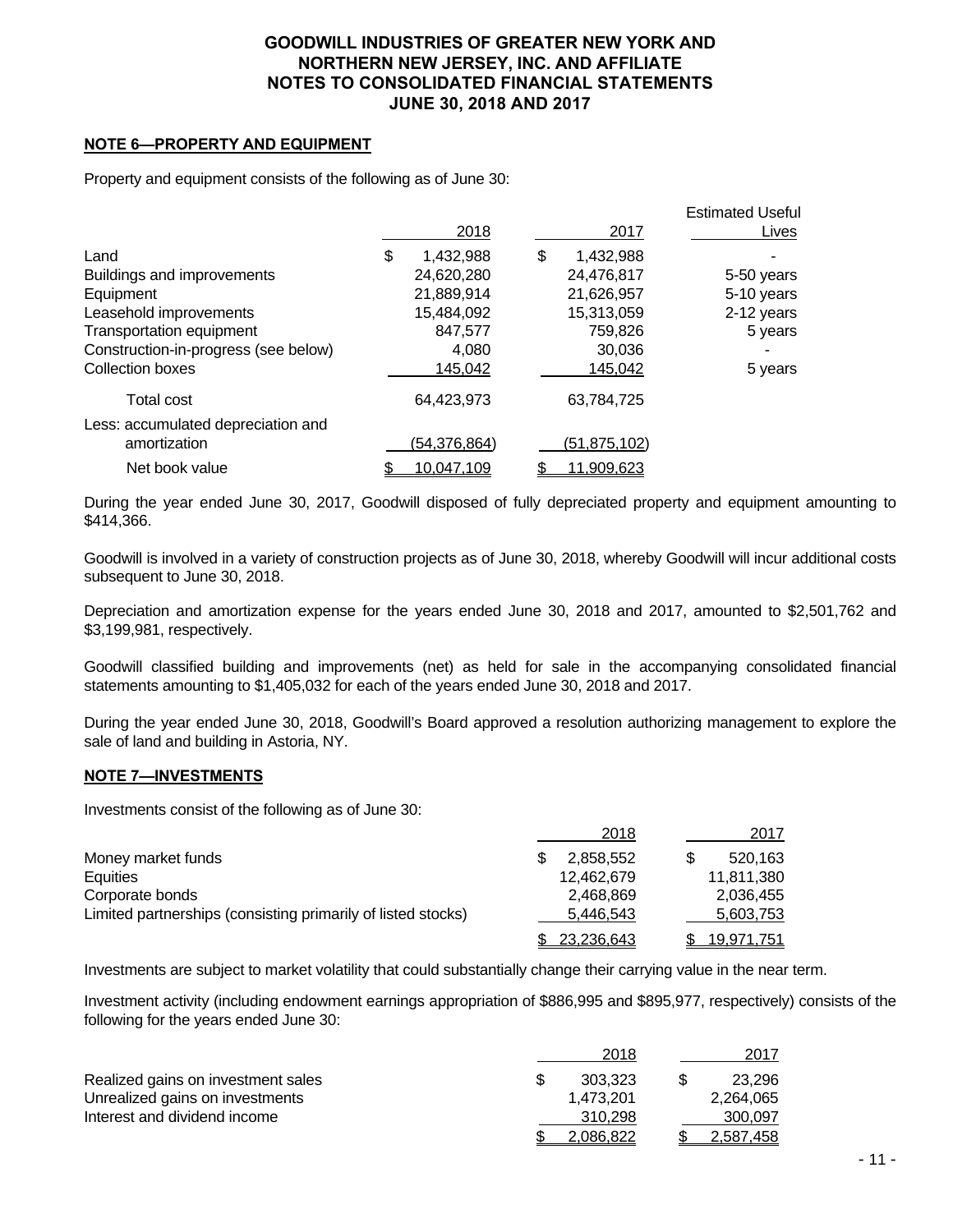# GOODWILL INDUSTRIES OF GREATER NEW YORK AND NORTHERN NEW JERSEY, INC. AND AFFILIATE
# NOTES TO CONSOLIDATED FINANCIAL STATEMENTS
# JUNE 30, 2018 AND 2017

## NOTE 6—PROPERTY AND EQUIPMENT

Property and equipment consists of the following as of June 30:

| | 2018 | 2017 | Estimated Useful Lives |
|---|---|---|---|
| Land | $ 1,432,988 | $ 1,432,988 | - |
| Buildings and improvements | 24,620,280 | 24,476,817 | 5-50 years |
| Equipment | 21,889,914 | 21,626,957 | 5-10 years |
| Leasehold improvements | 15,484,092 | 15,313,059 | 2-12 years |
| Transportation equipment | 847,577 | 759,826 | 5 years |
| Construction-in-progress (see below) | 4,080 | 30,036 | - |
| Collection boxes | 145,042 | 145,042 | 5 years |
| Total cost | 64,423,973 | 63,784,725 | |
| Less: accumulated depreciation and amortization | (54,376,864) | (51,875,102) | |
| Net book value | $ 10,047,109 | $ 11,909,623 | |

During the year ended June 30, 2017, Goodwill disposed of fully depreciated property and equipment amounting to $414,366.

Goodwill is involved in a variety of construction projects as of June 30, 2018, whereby Goodwill will incur additional costs subsequent to June 30, 2018.

Depreciation and amortization expense for the years ended June 30, 2018 and 2017, amounted to $2,501,762 and $3,199,981, respectively.

Goodwill classified building and improvements (net) as held for sale in the accompanying consolidated financial statements amounting to $1,405,032 for each of the years ended June 30, 2018 and 2017.

During the year ended June 30, 2018, Goodwill's Board approved a resolution authorizing management to explore the sale of land and building in Astoria, NY.

## NOTE 7—INVESTMENTS

Investments consist of the following as of June 30:

| | 2018 | 2017 |
|---|---|---|
| Money market funds | $ 2,858,552 | $ 520,163 |
| Equities | 12,462,679 | 11,811,380 |
| Corporate bonds | 2,468,869 | 2,036,455 |
| Limited partnerships (consisting primarily of listed stocks) | 5,446,543 | 5,603,753 |
| | $ 23,236,643 | $ 19,971,751 |

Investments are subject to market volatility that could substantially change their carrying value in the near term.

Investment activity (including endowment earnings appropriation of $886,995 and $895,977, respectively) consists of the following for the years ended June 30:

| | 2018 | 2017 |
|---|---|---|
| Realized gains on investment sales | $ 303,323 | $ 23,296 |
| Unrealized gains on investments | 1,473,201 | 2,264,065 |
| Interest and dividend income | 310,298 | 300,097 |
| | $ 2,086,822 | $ 2,587,458 |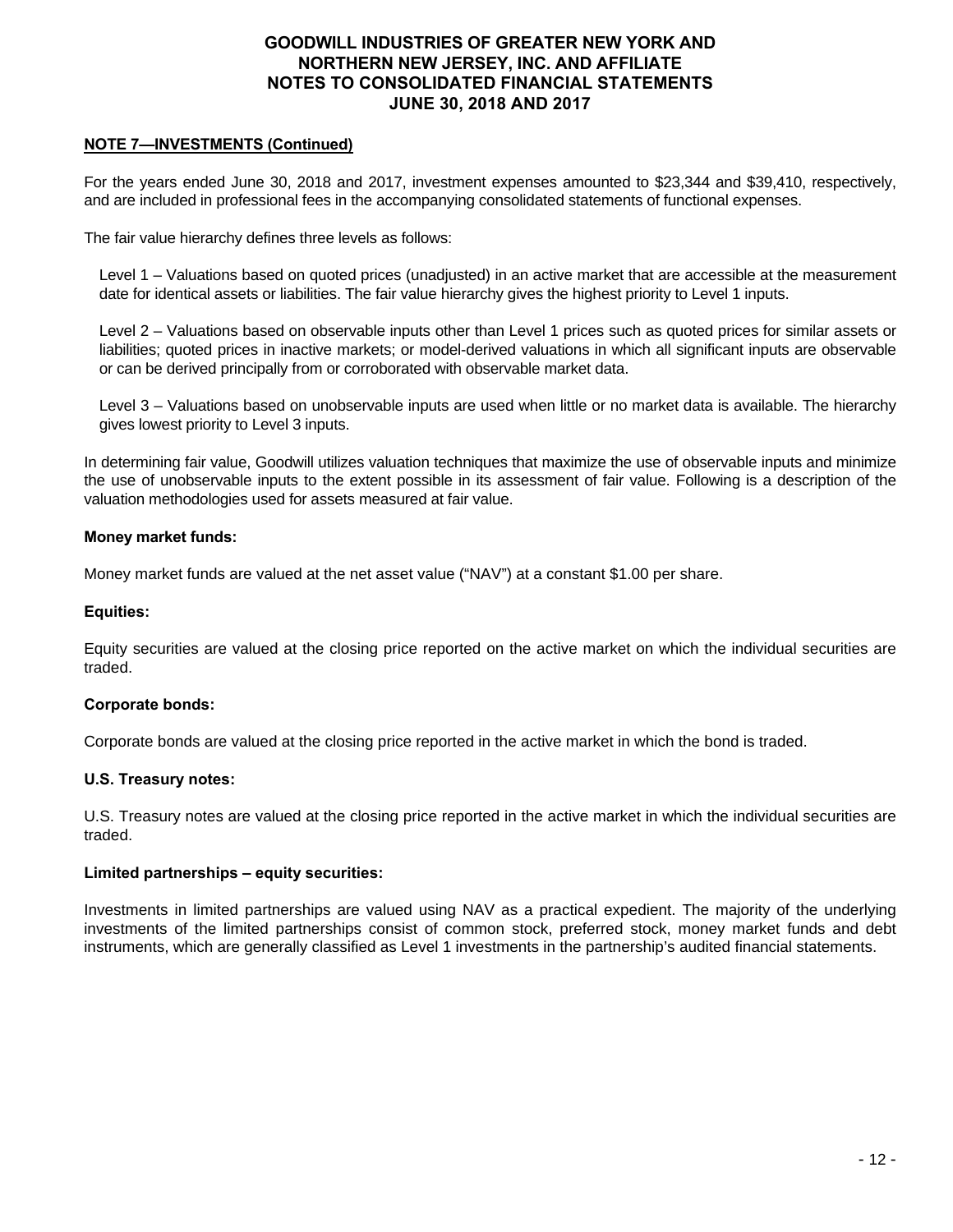**NOTE 7—INVESTMENTS (Continued)**

For the years ended June 30, 2018 and 2017, investment expenses amounted to $23,344 and $39,410, respectively, and are included in professional fees in the accompanying consolidated statements of functional expenses.

The fair value hierarchy defines three levels as follows:

Level 1 – Valuations based on quoted prices (unadjusted) in an active market that are accessible at the measurement date for identical assets or liabilities. The fair value hierarchy gives the highest priority to Level 1 inputs.

Level 2 – Valuations based on observable inputs other than Level 1 prices such as quoted prices for similar assets or liabilities; quoted prices in inactive markets; or model-derived valuations in which all significant inputs are observable or can be derived principally from or corroborated with observable market data.

Level 3 – Valuations based on unobservable inputs are used when little or no market data is available. The hierarchy gives lowest priority to Level 3 inputs.

In determining fair value, Goodwill utilizes valuation techniques that maximize the use of observable inputs and minimize the use of unobservable inputs to the extent possible in its assessment of fair value. Following is a description of the valuation methodologies used for assets measured at fair value.

**Money market funds:**

Money market funds are valued at the net asset value ("NAV") at a constant $1.00 per share.

**Equities:**

Equity securities are valued at the closing price reported on the active market on which the individual securities are traded.

**Corporate bonds:**

Corporate bonds are valued at the closing price reported in the active market in which the bond is traded.

**U.S. Treasury notes:**

U.S. Treasury notes are valued at the closing price reported in the active market in which the individual securities are traded.

**Limited partnerships – equity securities:**

Investments in limited partnerships are valued using NAV as a practical expedient. The majority of the underlying investments of the limited partnerships consist of common stock, preferred stock, money market funds and debt instruments, which are generally classified as Level 1 investments in the partnership's audited financial statements.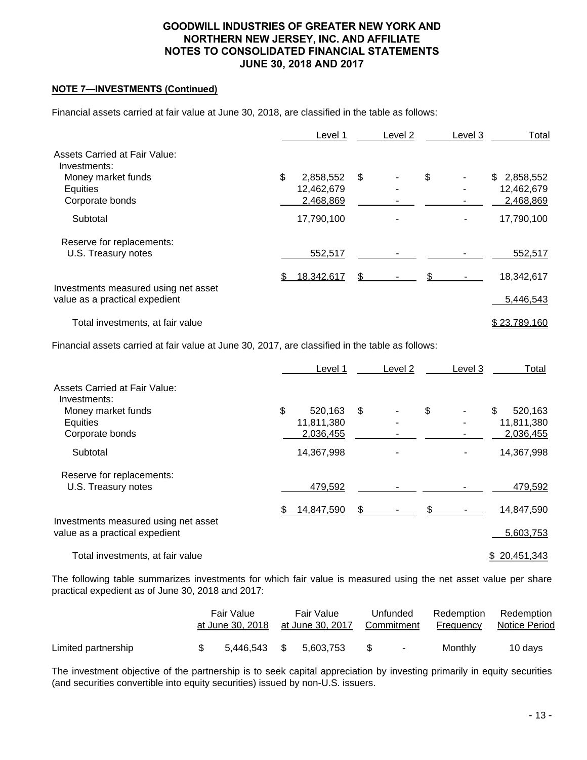**NOTE 7—INVESTMENTS (Continued)**

Financial assets carried at fair value at June 30, 2018, are classified in the table as follows:

| | Level 1 | Level 2 | Level 3 | Total |
|---|---|---|---|---|
| Assets Carried at Fair Value: | | | | |
| Investments: | | | | |
| Money market funds | $ 2,858,552 | $ - | $ - | $ 2,858,552 |
| Equities | 12,462,679 | - | - | 12,462,679 |
| Corporate bonds | 2,468,869 | - | - | 2,468,869 |
| Subtotal | 17,790,100 | - | - | 17,790,100 |
| Reserve for replacements: | | | | |
| U.S. Treasury notes | 552,517 | - | - | 552,517 |
| | $ 18,342,617 | $ - | $ - | 18,342,617 |
| Investments measured using net asset value as a practical expedient | | | | 5,446,543 |
| Total investments, at fair value | | | | $ 23,789,160 |

Financial assets carried at fair value at June 30, 2017, are classified in the table as follows:

| | Level 1 | Level 2 | Level 3 | Total |
|---|---|---|---|---|
| Assets Carried at Fair Value: | | | | |
| Investments: | | | | |
| Money market funds | $ 520,163 | $ - | $ - | $ 520,163 |
| Equities | 11,811,380 | - | - | 11,811,380 |
| Corporate bonds | 2,036,455 | - | - | 2,036,455 |
| Subtotal | 14,367,998 | - | - | 14,367,998 |
| Reserve for replacements: | | | | |
| U.S. Treasury notes | 479,592 | - | - | 479,592 |
| | $ 14,847,590 | $ - | $ - | 14,847,590 |
| Investments measured using net asset value as a practical expedient | | | | 5,603,753 |
| Total investments, at fair value | | | | $ 20,451,343 |

The following table summarizes investments for which fair value is measured using the net asset value per share practical expedient as of June 30, 2018 and 2017:

| | Fair Value at June 30, 2018 | Fair Value at June 30, 2017 | Unfunded Commitment | Redemption Frequency | Redemption Notice Period |
|---|---|---|---|---|---|
| Limited partnership | $ 5,446,543 | $ 5,603,753 | $ - | Monthly | 10 days |

The investment objective of the partnership is to seek capital appreciation by investing primarily in equity securities (and securities convertible into equity securities) issued by non-U.S. issuers.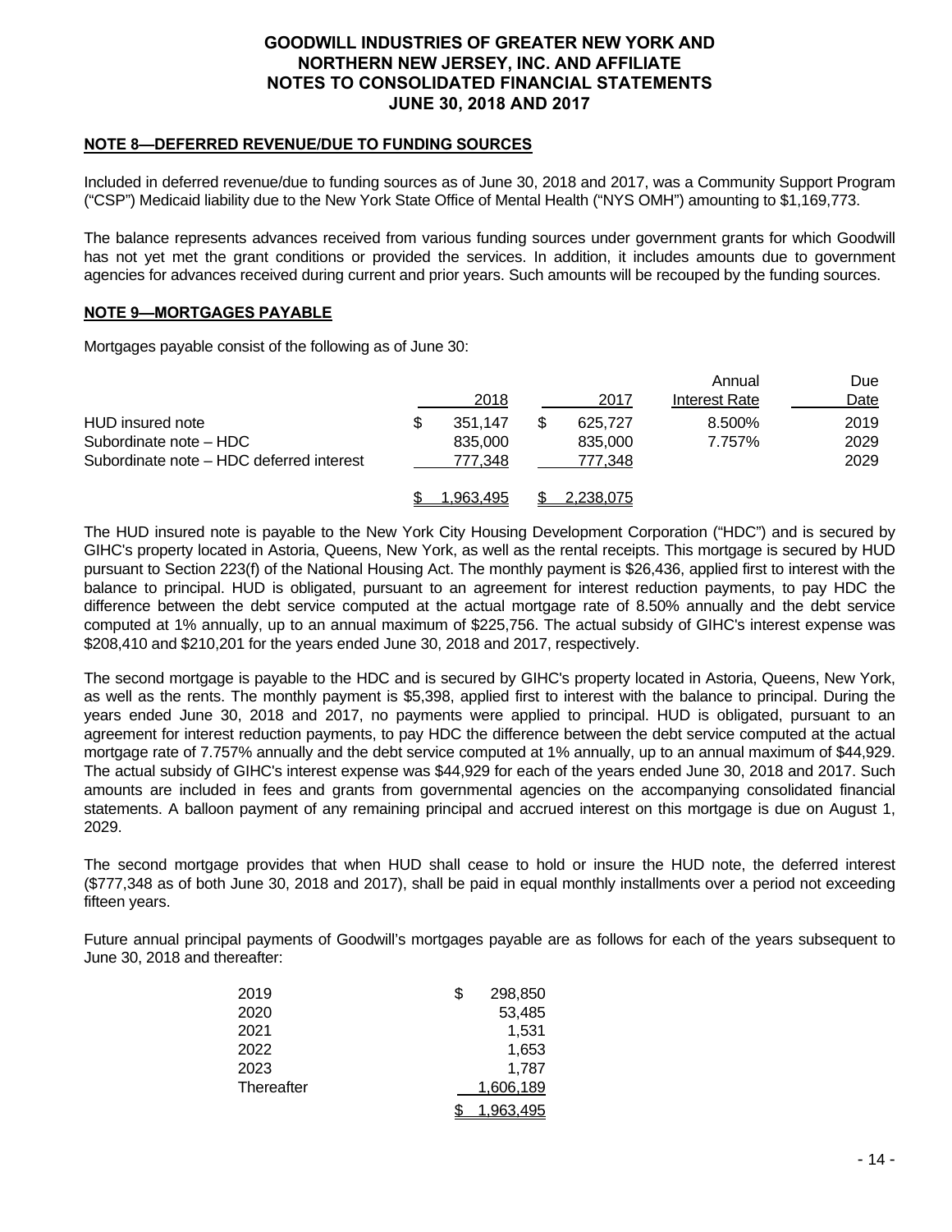## NOTE 8—DEFERRED REVENUE/DUE TO FUNDING SOURCES

Included in deferred revenue/due to funding sources as of June 30, 2018 and 2017, was a Community Support Program ("CSP") Medicaid liability due to the New York State Office of Mental Health ("NYS OMH") amounting to $1,169,773.

The balance represents advances received from various funding sources under government grants for which Goodwill has not yet met the grant conditions or provided the services. In addition, it includes amounts due to government agencies for advances received during current and prior years. Such amounts will be recouped by the funding sources.

## NOTE 9—MORTGAGES PAYABLE

Mortgages payable consist of the following as of June 30:

| | 2018 | 2017 | Annual Interest Rate | Due Date |
|---|---|---|---|---|
| HUD insured note | $ 351,147 | $ 625,727 | 8.500% | 2019 |
| Subordinate note – HDC | 835,000 | 835,000 | 7.757% | 2029 |
| Subordinate note – HDC deferred interest | 777,348 | 777,348 | | 2029 |
| | $ 1,963,495 | $ 2,238,075 | | |

The HUD insured note is payable to the New York City Housing Development Corporation ("HDC") and is secured by GIHC's property located in Astoria, Queens, New York, as well as the rental receipts. This mortgage is secured by HUD pursuant to Section 223(f) of the National Housing Act. The monthly payment is $26,436, applied first to interest with the balance to principal. HUD is obligated, pursuant to an agreement for interest reduction payments, to pay HDC the difference between the debt service computed at the actual mortgage rate of 8.50% annually and the debt service computed at 1% annually, up to an annual maximum of $225,756. The actual subsidy of GIHC's interest expense was $208,410 and $210,201 for the years ended June 30, 2018 and 2017, respectively.

The second mortgage is payable to the HDC and is secured by GIHC's property located in Astoria, Queens, New York, as well as the rents. The monthly payment is $5,398, applied first to interest with the balance to principal. During the years ended June 30, 2018 and 2017, no payments were applied to principal. HUD is obligated, pursuant to an agreement for interest reduction payments, to pay HDC the difference between the debt service computed at the actual mortgage rate of 7.757% annually and the debt service computed at 1% annually, up to an annual maximum of $44,929. The actual subsidy of GIHC's interest expense was $44,929 for each of the years ended June 30, 2018 and 2017. Such amounts are included in fees and grants from governmental agencies on the accompanying consolidated financial statements. A balloon payment of any remaining principal and accrued interest on this mortgage is due on August 1, 2029.

The second mortgage provides that when HUD shall cease to hold or insure the HUD note, the deferred interest ($777,348 as of both June 30, 2018 and 2017), shall be paid in equal monthly installments over a period not exceeding fifteen years.

Future annual principal payments of Goodwill's mortgages payable are as follows for each of the years subsequent to June 30, 2018 and thereafter:

| | |
|---|---|
| 2019 | $ 298,850 |
| 2020 | 53,485 |
| 2021 | 1,531 |
| 2022 | 1,653 |
| 2023 | 1,787 |
| Thereafter | 1,606,189 |
| | $ 1,963,495 |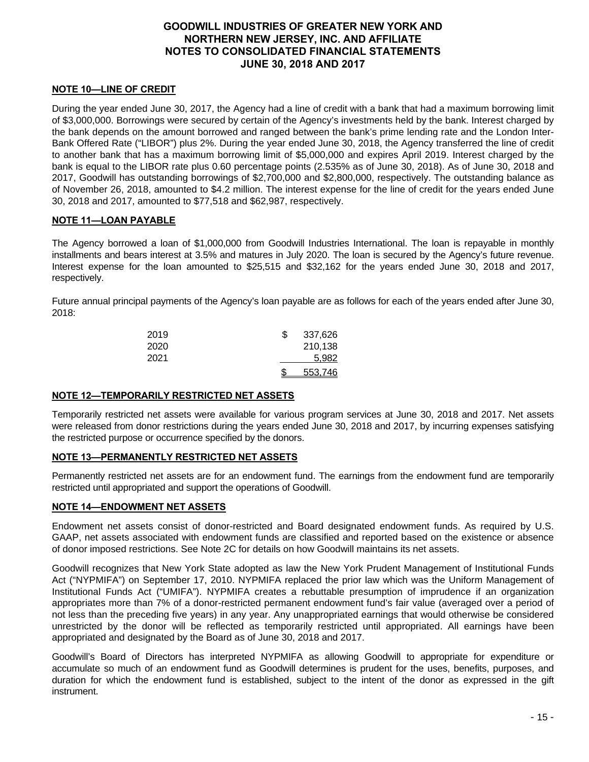## NOTE 10—LINE OF CREDIT

During the year ended June 30, 2017, the Agency had a line of credit with a bank that had a maximum borrowing limit of $3,000,000. Borrowings were secured by certain of the Agency's investments held by the bank. Interest charged by the bank depends on the amount borrowed and ranged between the bank's prime lending rate and the London Inter-Bank Offered Rate ("LIBOR") plus 2%. During the year ended June 30, 2018, the Agency transferred the line of credit to another bank that has a maximum borrowing limit of $5,000,000 and expires April 2019. Interest charged by the bank is equal to the LIBOR rate plus 0.60 percentage points (2.535% as of June 30, 2018). As of June 30, 2018 and 2017, Goodwill has outstanding borrowings of $2,700,000 and $2,800,000, respectively. The outstanding balance as of November 26, 2018, amounted to $4.2 million. The interest expense for the line of credit for the years ended June 30, 2018 and 2017, amounted to $77,518 and $62,987, respectively.

## NOTE 11—LOAN PAYABLE

The Agency borrowed a loan of $1,000,000 from Goodwill Industries International. The loan is repayable in monthly installments and bears interest at 3.5% and matures in July 2020. The loan is secured by the Agency's future revenue. Interest expense for the loan amounted to $25,515 and $32,162 for the years ended June 30, 2018 and 2017, respectively.

Future annual principal payments of the Agency's loan payable are as follows for each of the years ended after June 30, 2018:

| | |
|---|---|
| 2019 | $ 337,626 |
| 2020 | 210,138 |
| 2021 | 5,982 |
| | $ 553,746 |

## NOTE 12—TEMPORARILY RESTRICTED NET ASSETS

Temporarily restricted net assets were available for various program services at June 30, 2018 and 2017. Net assets were released from donor restrictions during the years ended June 30, 2018 and 2017, by incurring expenses satisfying the restricted purpose or occurrence specified by the donors.

## NOTE 13—PERMANENTLY RESTRICTED NET ASSETS

Permanently restricted net assets are for an endowment fund. The earnings from the endowment fund are temporarily restricted until appropriated and support the operations of Goodwill.

## NOTE 14—ENDOWMENT NET ASSETS

Endowment net assets consist of donor-restricted and Board designated endowment funds. As required by U.S. GAAP, net assets associated with endowment funds are classified and reported based on the existence or absence of donor imposed restrictions. See Note 2C for details on how Goodwill maintains its net assets.

Goodwill recognizes that New York State adopted as law the New York Prudent Management of Institutional Funds Act ("NYPMIFA") on September 17, 2010. NYPMIFA replaced the prior law which was the Uniform Management of Institutional Funds Act ("UMIFA"). NYPMIFA creates a rebuttable presumption of imprudence if an organization appropriates more than 7% of a donor-restricted permanent endowment fund's fair value (averaged over a period of not less than the preceding five years) in any year. Any unappropriated earnings that would otherwise be considered unrestricted by the donor will be reflected as temporarily restricted until appropriated. All earnings have been appropriated and designated by the Board as of June 30, 2018 and 2017.

Goodwill's Board of Directors has interpreted NYPMIFA as allowing Goodwill to appropriate for expenditure or accumulate so much of an endowment fund as Goodwill determines is prudent for the uses, benefits, purposes, and duration for which the endowment fund is established, subject to the intent of the donor as expressed in the gift instrument.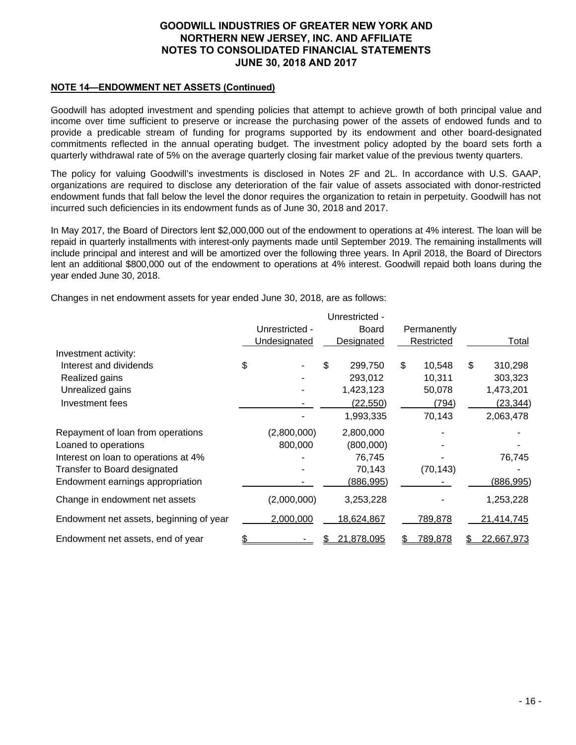# GOODWILL INDUSTRIES OF GREATER NEW YORK AND NORTHERN NEW JERSEY, INC. AND AFFILIATE
# NOTES TO CONSOLIDATED FINANCIAL STATEMENTS
# JUNE 30, 2018 AND 2017

**NOTE 14—ENDOWMENT NET ASSETS (Continued)**

Goodwill has adopted investment and spending policies that attempt to achieve growth of both principal value and income over time sufficient to preserve or increase the purchasing power of the assets of endowed funds and to provide a predicable stream of funding for programs supported by its endowment and other board-designated commitments reflected in the annual operating budget. The investment policy adopted by the board sets forth a quarterly withdrawal rate of 5% on the average quarterly closing fair market value of the previous twenty quarters.

The policy for valuing Goodwill's investments is disclosed in Notes 2F and 2L. In accordance with U.S. GAAP, organizations are required to disclose any deterioration of the fair value of assets associated with donor-restricted endowment funds that fall below the level the donor requires the organization to retain in perpetuity. Goodwill has not incurred such deficiencies in its endowment funds as of June 30, 2018 and 2017.

In May 2017, the Board of Directors lent $2,000,000 out of the endowment to operations at 4% interest. The loan will be repaid in quarterly installments with interest-only payments made until September 2019. The remaining installments will include principal and interest and will be amortized over the following three years. In April 2018, the Board of Directors lent an additional $800,000 out of the endowment to operations at 4% interest. Goodwill repaid both loans during the year ended June 30, 2018.

Changes in net endowment assets for year ended June 30, 2018, are as follows:

| | Unrestricted - Undesignated | Unrestricted - Board Designated | Permanently Restricted | Total |
|---|---|---|---|---|
| Investment activity: | | | | |
| Interest and dividends | $ - | $ 299,750 | $ 10,548 | $ 310,298 |
| Realized gains | - | 293,012 | 10,311 | 303,323 |
| Unrealized gains | - | 1,423,123 | 50,078 | 1,473,201 |
| Investment fees | - | (22,550) | (794) | (23,344) |
| | - | 1,993,335 | 70,143 | 2,063,478 |
| Repayment of loan from operations | (2,800,000) | 2,800,000 | - | - |
| Loaned to operations | 800,000 | (800,000) | - | - |
| Interest on loan to operations at 4% | - | 76,745 | - | 76,745 |
| Transfer to Board designated | - | 70,143 | (70,143) | - |
| Endowment earnings appropriation | - | (886,995) | - | (886,995) |
| Change in endowment net assets | (2,000,000) | 3,253,228 | - | 1,253,228 |
| Endowment net assets, beginning of year | 2,000,000 | 18,624,867 | 789,878 | 21,414,745 |
| Endowment net assets, end of year | $ - | $ 21,878,095 | $ 789,878 | $ 22,667,973 |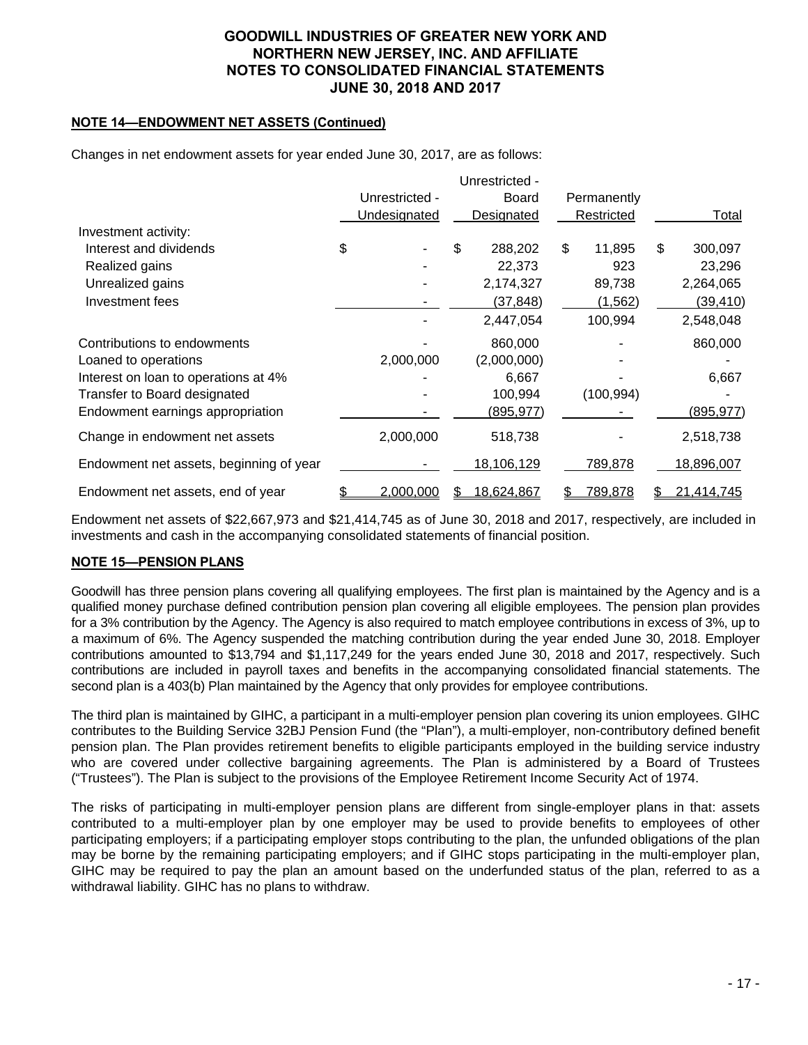## NOTE 14—ENDOWMENT NET ASSETS (Continued)

Changes in net endowment assets for year ended June 30, 2017, are as follows:

| | Unrestricted - Undesignated | Unrestricted - Board Designated | Permanently Restricted | Total |
|---|---|---|---|---|
| Investment activity: | | | | |
| Interest and dividends | $ - | $ 288,202 | $ 11,895 | $ 300,097 |
| Realized gains | - | 22,373 | 923 | 23,296 |
| Unrealized gains | - | 2,174,327 | 89,738 | 2,264,065 |
| Investment fees | - | (37,848) | (1,562) | (39,410) |
| | - | 2,447,054 | 100,994 | 2,548,048 |
| Contributions to endowments | - | 860,000 | - | 860,000 |
| Loaned to operations | 2,000,000 | (2,000,000) | - | - |
| Interest on loan to operations at 4% | - | 6,667 | - | 6,667 |
| Transfer to Board designated | - | 100,994 | (100,994) | - |
| Endowment earnings appropriation | - | (895,977) | - | (895,977) |
| Change in endowment net assets | 2,000,000 | 518,738 | - | 2,518,738 |
| Endowment net assets, beginning of year | - | 18,106,129 | 789,878 | 18,896,007 |
| Endowment net assets, end of year | $ 2,000,000 | $ 18,624,867 | $ 789,878 | $ 21,414,745 |

Endowment net assets of $22,667,973 and $21,414,745 as of June 30, 2018 and 2017, respectively, are included in investments and cash in the accompanying consolidated statements of financial position.

## NOTE 15—PENSION PLANS

Goodwill has three pension plans covering all qualifying employees. The first plan is maintained by the Agency and is a qualified money purchase defined contribution pension plan covering all eligible employees. The pension plan provides for a 3% contribution by the Agency. The Agency is also required to match employee contributions in excess of 3%, up to a maximum of 6%. The Agency suspended the matching contribution during the year ended June 30, 2018. Employer contributions amounted to $13,794 and $1,117,249 for the years ended June 30, 2018 and 2017, respectively. Such contributions are included in payroll taxes and benefits in the accompanying consolidated financial statements. The second plan is a 403(b) Plan maintained by the Agency that only provides for employee contributions.

The third plan is maintained by GIHC, a participant in a multi-employer pension plan covering its union employees. GIHC contributes to the Building Service 32BJ Pension Fund (the "Plan"), a multi-employer, non-contributory defined benefit pension plan. The Plan provides retirement benefits to eligible participants employed in the building service industry who are covered under collective bargaining agreements. The Plan is administered by a Board of Trustees ("Trustees"). The Plan is subject to the provisions of the Employee Retirement Income Security Act of 1974.

The risks of participating in multi-employer pension plans are different from single-employer plans in that: assets contributed to a multi-employer plan by one employer may be used to provide benefits to employees of other participating employers; if a participating employer stops contributing to the plan, the unfunded obligations of the plan may be borne by the remaining participating employers; and if GIHC stops participating in the multi-employer plan, GIHC may be required to pay the plan an amount based on the underfunded status of the plan, referred to as a withdrawal liability. GIHC has no plans to withdraw.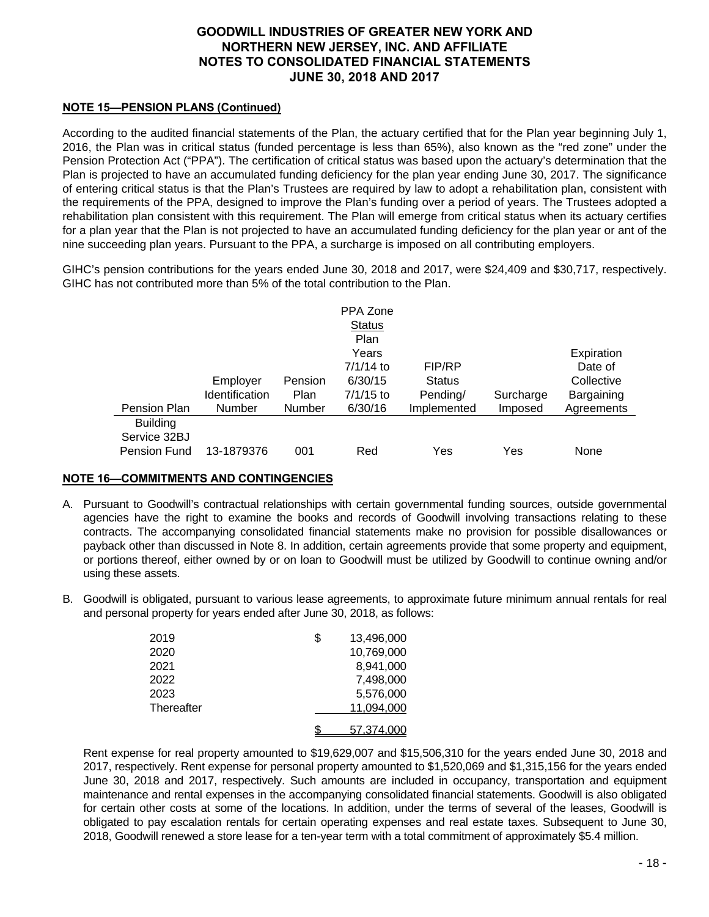## NOTE 15—PENSION PLANS (Continued)

According to the audited financial statements of the Plan, the actuary certified that for the Plan year beginning July 1, 2016, the Plan was in critical status (funded percentage is less than 65%), also known as the "red zone" under the Pension Protection Act ("PPA"). The certification of critical status was based upon the actuary's determination that the Plan is projected to have an accumulated funding deficiency for the plan year ending June 30, 2017. The significance of entering critical status is that the Plan's Trustees are required by law to adopt a rehabilitation plan, consistent with the requirements of the PPA, designed to improve the Plan's funding over a period of years. The Trustees adopted a rehabilitation plan consistent with this requirement. The Plan will emerge from critical status when its actuary certifies for a plan year that the Plan is not projected to have an accumulated funding deficiency for the plan year or ant of the nine succeeding plan years. Pursuant to the PPA, a surcharge is imposed on all contributing employers.

GIHC's pension contributions for the years ended June 30, 2018 and 2017, were \$24,409 and \$30,717, respectively. GIHC has not contributed more than 5% of the total contribution to the Plan.

| Pension Plan | Employer Identification Number | Pension Plan Number | PPA Zone Status Plan Years 7/1/14 to 6/30/15 7/1/15 to 6/30/16 | FIP/RP Status Pending/ Implemented | Surcharge Imposed | Expiration Date of Collective Bargaining Agreements |
|---|---|---|---|---|---|---|
| Building Service 32BJ Pension Fund | 13-1879376 | 001 | Red | Yes | Yes | None |

## NOTE 16—COMMITMENTS AND CONTINGENCIES

A. Pursuant to Goodwill's contractual relationships with certain governmental funding sources, outside governmental agencies have the right to examine the books and records of Goodwill involving transactions relating to these contracts. The accompanying consolidated financial statements make no provision for possible disallowances or payback other than discussed in Note 8. In addition, certain agreements provide that some property and equipment, or portions thereof, either owned by or on loan to Goodwill must be utilized by Goodwill to continue owning and/or using these assets.

B. Goodwill is obligated, pursuant to various lease agreements, to approximate future minimum annual rentals for real and personal property for years ended after June 30, 2018, as follows:

| | |
|---|---|
| 2019 | \$ 13,496,000 |
| 2020 | 10,769,000 |
| 2021 | 8,941,000 |
| 2022 | 7,498,000 |
| 2023 | 5,576,000 |
| Thereafter | 11,094,000 |
| | \$ 57,374,000 |

Rent expense for real property amounted to \$19,629,007 and \$15,506,310 for the years ended June 30, 2018 and 2017, respectively. Rent expense for personal property amounted to \$1,520,069 and \$1,315,156 for the years ended June 30, 2018 and 2017, respectively. Such amounts are included in occupancy, transportation and equipment maintenance and rental expenses in the accompanying consolidated financial statements. Goodwill is also obligated for certain other costs at some of the locations. In addition, under the terms of several of the leases, Goodwill is obligated to pay escalation rentals for certain operating expenses and real estate taxes. Subsequent to June 30, 2018, Goodwill renewed a store lease for a ten-year term with a total commitment of approximately \$5.4 million.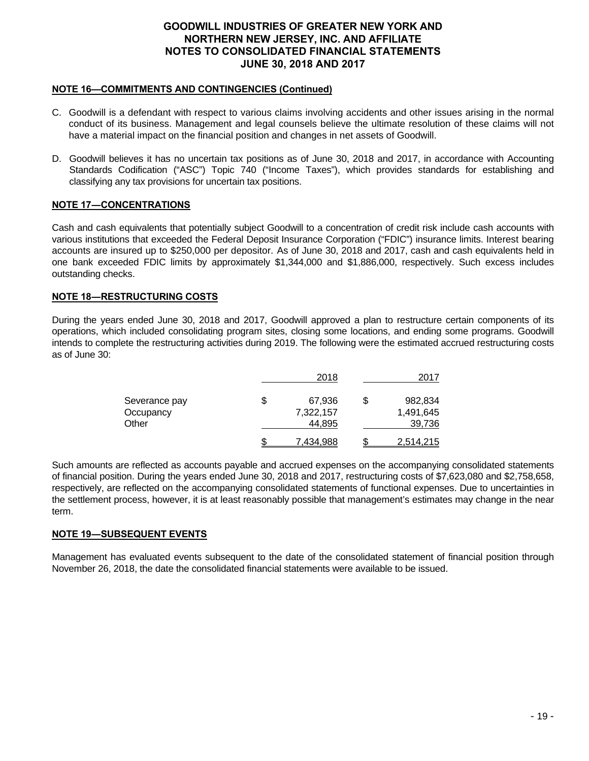# GOODWILL INDUSTRIES OF GREATER NEW YORK AND NORTHERN NEW JERSEY, INC. AND AFFILIATE
# NOTES TO CONSOLIDATED FINANCIAL STATEMENTS
# JUNE 30, 2018 AND 2017

## NOTE 16—COMMITMENTS AND CONTINGENCIES (Continued)

C. Goodwill is a defendant with respect to various claims involving accidents and other issues arising in the normal conduct of its business. Management and legal counsels believe the ultimate resolution of these claims will not have a material impact on the financial position and changes in net assets of Goodwill.

D. Goodwill believes it has no uncertain tax positions as of June 30, 2018 and 2017, in accordance with Accounting Standards Codification ("ASC") Topic 740 ("Income Taxes"), which provides standards for establishing and classifying any tax provisions for uncertain tax positions.

## NOTE 17—CONCENTRATIONS

Cash and cash equivalents that potentially subject Goodwill to a concentration of credit risk include cash accounts with various institutions that exceeded the Federal Deposit Insurance Corporation ("FDIC") insurance limits. Interest bearing accounts are insured up to $250,000 per depositor. As of June 30, 2018 and 2017, cash and cash equivalents held in one bank exceeded FDIC limits by approximately $1,344,000 and $1,886,000, respectively. Such excess includes outstanding checks.

## NOTE 18—RESTRUCTURING COSTS

During the years ended June 30, 2018 and 2017, Goodwill approved a plan to restructure certain components of its operations, which included consolidating program sites, closing some locations, and ending some programs. Goodwill intends to complete the restructuring activities during 2019. The following were the estimated accrued restructuring costs as of June 30:

| | 2018 | 2017 |
|---|---|---|
| Severance pay | $ 67,936 | $ 982,834 |
| Occupancy | 7,322,157 | 1,491,645 |
| Other | 44,895 | 39,736 |
| | $ 7,434,988 | $ 2,514,215 |

Such amounts are reflected as accounts payable and accrued expenses on the accompanying consolidated statements of financial position. During the years ended June 30, 2018 and 2017, restructuring costs of $7,623,080 and $2,758,658, respectively, are reflected on the accompanying consolidated statements of functional expenses. Due to uncertainties in the settlement process, however, it is at least reasonably possible that management's estimates may change in the near term.

## NOTE 19—SUBSEQUENT EVENTS

Management has evaluated events subsequent to the date of the consolidated statement of financial position through November 26, 2018, the date the consolidated financial statements were available to be issued.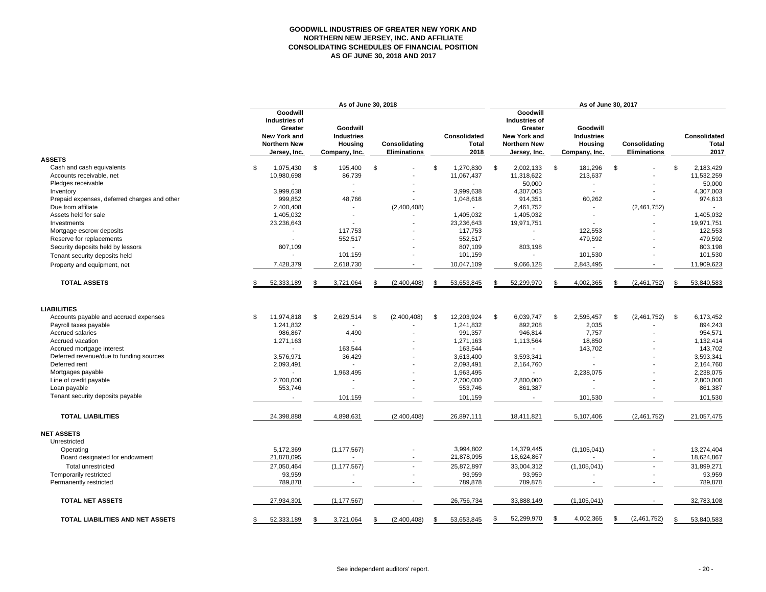# GOODWILL INDUSTRIES OF GREATER NEW YORK AND NORTHERN NEW JERSEY, INC. AND AFFILIATE
## CONSOLIDATING SCHEDULES OF FINANCIAL POSITION
## AS OF JUNE 30, 2018 AND 2017

| | As of June 30, 2018 | | | | As of June 30, 2017 | | | |
|---|---|---|---|---|---|---|---|---|
| | Goodwill Industries of Greater New York and Northern New Jersey, Inc. | Goodwill Industries Housing Company, Inc. | Consolidating Eliminations | Consolidated Total 2018 | Goodwill Industries of Greater New York and Northern New Jersey, Inc. | Goodwill Industries Housing Company, Inc. | Consolidating Eliminations | Consolidated Total 2017 |
| **ASSETS** | | | | | | | | |
| Cash and cash equivalents | $ 1,075,430 | $ 195,400 | $ - | $ 1,270,830 | $ 2,002,133 | $ 181,296 | $ - | $ 2,183,429 |
| Accounts receivable, net | 10,980,698 | 86,739 | - | 11,067,437 | 11,318,622 | 213,637 | - | 11,532,259 |
| Pledges receivable | - | - | - | - | 50,000 | - | - | 50,000 |
| Inventory | 3,999,638 | - | - | 3,999,638 | 4,307,003 | - | - | 4,307,003 |
| Prepaid expenses, deferred charges and other | 999,852 | 48,766 | - | 1,048,618 | 914,351 | 60,262 | - | 974,613 |
| Due from affiliate | 2,400,408 | - | (2,400,408) | - | 2,461,752 | - | (2,461,752) | - |
| Assets held for sale | 1,405,032 | - | - | 1,405,032 | 1,405,032 | - | - | 1,405,032 |
| Investments | 23,236,643 | - | - | 23,236,643 | 19,971,751 | - | - | 19,971,751 |
| Mortgage escrow deposits | - | 117,753 | - | 117,753 | - | 122,553 | - | 122,553 |
| Reserve for replacements | - | 552,517 | - | 552,517 | - | 479,592 | - | 479,592 |
| Security deposits held by lessors | 807,109 | - | - | 807,109 | 803,198 | - | - | 803,198 |
| Tenant security deposits held | - | 101,159 | - | 101,159 | - | 101,530 | - | 101,530 |
| Property and equipment, net | 7,428,379 | 2,618,730 | - | 10,047,109 | 9,066,128 | 2,843,495 | - | 11,909,623 |
| **TOTAL ASSETS** | $ 52,333,189 | $ 3,721,064 | $ (2,400,408) | $ 53,653,845 | $ 52,299,970 | $ 4,002,365 | $ (2,461,752) | $ 53,840,583 |
| **LIABILITIES** | | | | | | | | |
| Accounts payable and accrued expenses | $ 11,974,818 | $ 2,629,514 | $ (2,400,408) | $ 12,203,924 | $ 6,039,747 | $ 2,595,457 | $ (2,461,752) | $ 6,173,452 |
| Payroll taxes payable | 1,241,832 | - | - | 1,241,832 | 892,208 | 2,035 | - | 894,243 |
| Accrued salaries | 986,867 | 4,490 | - | 991,357 | 946,814 | 7,757 | - | 954,571 |
| Accrued vacation | 1,271,163 | - | - | 1,271,163 | 1,113,564 | 18,850 | - | 1,132,414 |
| Accrued mortgage interest | - | 163,544 | - | 163,544 | - | 143,702 | - | 143,702 |
| Deferred revenue/due to funding sources | 3,576,971 | 36,429 | - | 3,613,400 | 3,593,341 | - | - | 3,593,341 |
| Deferred rent | 2,093,491 | - | - | 2,093,491 | 2,164,760 | - | - | 2,164,760 |
| Mortgages payable | - | 1,963,495 | - | 1,963,495 | - | 2,238,075 | - | 2,238,075 |
| Line of credit payable | 2,700,000 | - | - | 2,700,000 | 2,800,000 | - | - | 2,800,000 |
| Loan payable | 553,746 | - | - | 553,746 | 861,387 | - | - | 861,387 |
| Tenant security deposits payable | - | 101,159 | - | 101,159 | - | 101,530 | - | 101,530 |
| **TOTAL LIABILITIES** | 24,398,888 | 4,898,631 | (2,400,408) | 26,897,111 | 18,411,821 | 5,107,406 | (2,461,752) | 21,057,475 |
| **NET ASSETS** | | | | | | | | |
| Unrestricted | | | | | | | | |
| Operating | 5,172,369 | (1,177,567) | - | 3,994,802 | 14,379,445 | (1,105,041) | - | 13,274,404 |
| Board designated for endowment | 21,878,095 | - | - | 21,878,095 | 18,624,867 | - | - | 18,624,867 |
| Total unrestricted | 27,050,464 | (1,177,567) | - | 25,872,897 | 33,004,312 | (1,105,041) | - | 31,899,271 |
| Temporarily restricted | 93,959 | - | - | 93,959 | 93,959 | - | - | 93,959 |
| Permanently restricted | 789,878 | - | - | 789,878 | 789,878 | - | - | 789,878 |
| **TOTAL NET ASSETS** | 27,934,301 | (1,177,567) | - | 26,756,734 | 33,888,149 | (1,105,041) | - | 32,783,108 |
| **TOTAL LIABILITIES AND NET ASSETS** | $ 52,333,189 | $ 3,721,064 | $ (2,400,408) | $ 53,653,845 | $ 52,299,970 | $ 4,002,365 | $ (2,461,752) | $ 53,840,583 |

See independent auditors' report.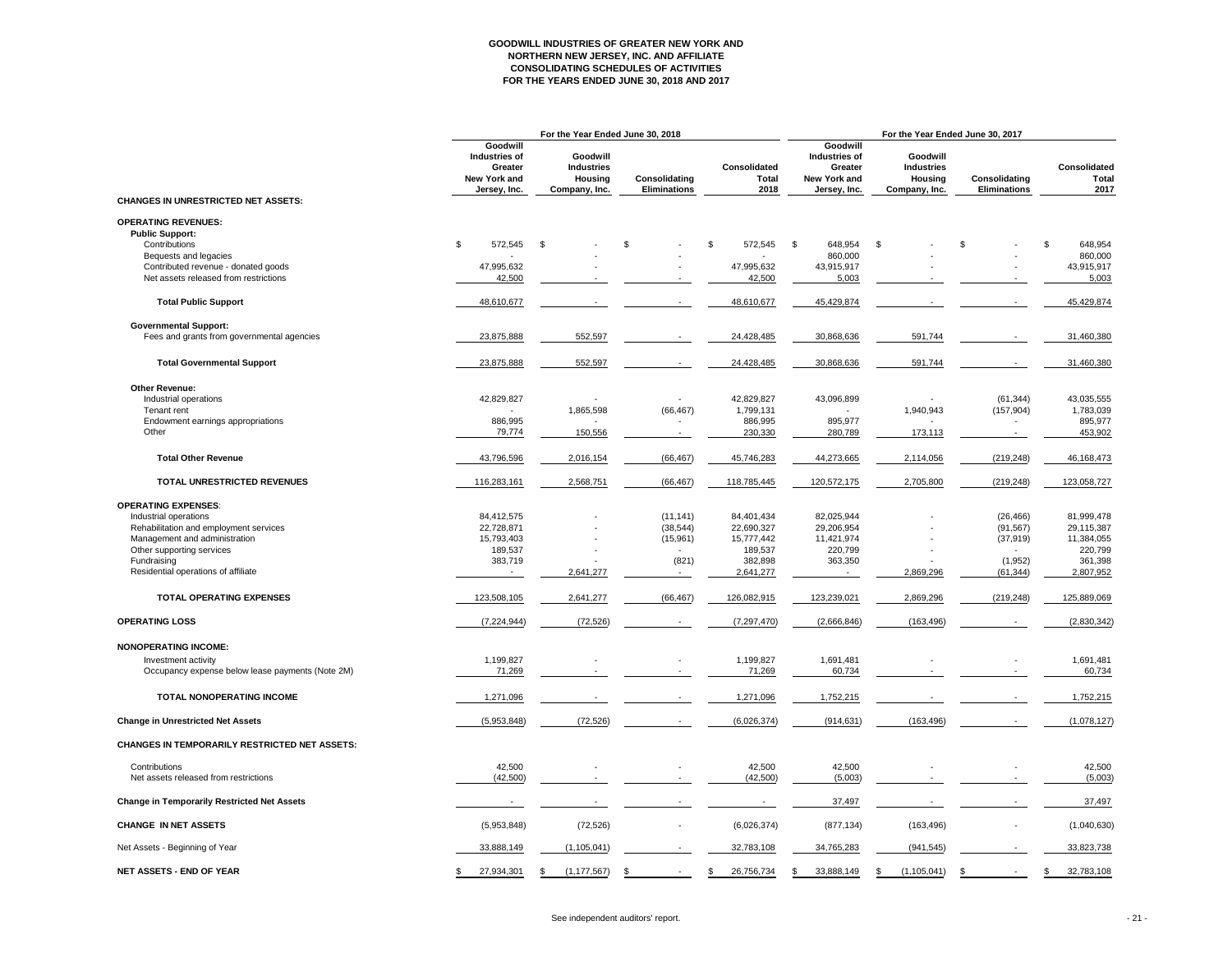**GOODWILL INDUSTRIES OF GREATER NEW YORK AND NORTHERN NEW JERSEY, INC. AND AFFILIATE**
**CONSOLIDATING SCHEDULES OF ACTIVITIES**
**FOR THE YEARS ENDED JUNE 30, 2018 AND 2017**

| | For the Year Ended June 30, 2018 | | | | For the Year Ended June 30, 2017 | | | |
|---|---|---|---|---|---|---|---|---|
| | Goodwill Industries of Greater New York and Jersey, Inc. | Goodwill Industries Housing Company, Inc. | Consolidating Eliminations | Consolidated Total 2018 | Goodwill Industries of Greater New York and Jersey, Inc. | Goodwill Industries Housing Company, Inc. | Consolidating Eliminations | Consolidated Total 2017 |
| **CHANGES IN UNRESTRICTED NET ASSETS:** | | | | | | | | |
| **OPERATING REVENUES:** | | | | | | | | |
| **Public Support:** | | | | | | | | |
| Contributions | $ 572,545 | $ - | $ - | $ 572,545 | $ 648,954 | $ - | $ - | $ 648,954 |
| Bequests and legacies | - | - | - | - | 860,000 | - | - | 860,000 |
| Contributed revenue - donated goods | 47,995,632 | - | - | 47,995,632 | 43,915,917 | - | - | 43,915,917 |
| Net assets released from restrictions | 42,500 | - | - | 42,500 | 5,003 | - | - | 5,003 |
| **Total Public Support** | 48,610,677 | - | - | 48,610,677 | 45,429,874 | - | - | 45,429,874 |
| **Governmental Support:** | | | | | | | | |
| Fees and grants from governmental agencies | 23,875,888 | 552,597 | - | 24,428,485 | 30,868,636 | 591,744 | - | 31,460,380 |
| **Total Governmental Support** | 23,875,888 | 552,597 | - | 24,428,485 | 30,868,636 | 591,744 | - | 31,460,380 |
| **Other Revenue:** | | | | | | | | |
| Industrial operations | 42,829,827 | - | - | 42,829,827 | 43,096,899 | - | (61,344) | 43,035,555 |
| Tenant rent | - | 1,865,598 | (66,467) | 1,799,131 | - | 1,940,943 | (157,904) | 1,783,039 |
| Endowment earnings appropriations | 886,995 | - | - | 886,995 | 895,977 | - | - | 895,977 |
| Other | 79,774 | 150,556 | - | 230,330 | 280,789 | 173,113 | - | 453,902 |
| **Total Other Revenue** | 43,796,596 | 2,016,154 | (66,467) | 45,746,283 | 44,273,665 | 2,114,056 | (219,248) | 46,168,473 |
| **TOTAL UNRESTRICTED REVENUES** | 116,283,161 | 2,568,751 | (66,467) | 118,785,445 | 120,572,175 | 2,705,800 | (219,248) | 123,058,727 |
| **OPERATING EXPENSES**: | | | | | | | | |
| Industrial operations | 84,412,575 | - | (11,141) | 84,401,434 | 82,025,944 | - | (26,466) | 81,999,478 |
| Rehabilitation and employment services | 22,728,871 | - | (38,544) | 22,690,327 | 29,206,954 | - | (91,567) | 29,115,387 |
| Management and administration | 15,793,403 | - | (15,961) | 15,777,442 | 11,421,974 | - | (37,919) | 11,384,055 |
| Other supporting services | 189,537 | - | - | 189,537 | 220,799 | - | - | 220,799 |
| Fundraising | 383,719 | - | (821) | 382,898 | 363,350 | - | (1,952) | 361,398 |
| Residential operations of affiliate | - | 2,641,277 | - | 2,641,277 | - | 2,869,296 | (61,344) | 2,807,952 |
| **TOTAL OPERATING EXPENSES** | 123,508,105 | 2,641,277 | (66,467) | 126,082,915 | 123,239,021 | 2,869,296 | (219,248) | 125,889,069 |
| **OPERATING LOSS** | (7,224,944) | (72,526) | - | (7,297,470) | (2,666,846) | (163,496) | - | (2,830,342) |
| **NONOPERATING INCOME:** | | | | | | | | |
| Investment activity | 1,199,827 | - | - | 1,199,827 | 1,691,481 | - | - | 1,691,481 |
| Occupancy expense below lease payments (Note 2M) | 71,269 | - | - | 71,269 | 60,734 | - | - | 60,734 |
| **TOTAL NONOPERATING INCOME** | 1,271,096 | - | - | 1,271,096 | 1,752,215 | - | - | 1,752,215 |
| **Change in Unrestricted Net Assets** | (5,953,848) | (72,526) | - | (6,026,374) | (914,631) | (163,496) | - | (1,078,127) |
| **CHANGES IN TEMPORARILY RESTRICTED NET ASSETS:** | | | | | | | | |
| Contributions | 42,500 | - | - | 42,500 | 42,500 | - | - | 42,500 |
| Net assets released from restrictions | (42,500) | - | - | (42,500) | (5,003) | - | - | (5,003) |
| **Change in Temporarily Restricted Net Assets** | - | - | - | - | 37,497 | - | - | 37,497 |
| **CHANGE IN NET ASSETS** | (5,953,848) | (72,526) | - | (6,026,374) | (877,134) | (163,496) | - | (1,040,630) |
| Net Assets - Beginning of Year | 33,888,149 | (1,105,041) | - | 32,783,108 | 34,765,283 | (941,545) | - | 33,823,738 |
| **NET ASSETS - END OF YEAR** | $ 27,934,301 | $ (1,177,567) | $ - | $ 26,756,734 | $ 33,888,149 | $ (1,105,041) | $ - | $ 32,783,108 |

See independent auditors' report.